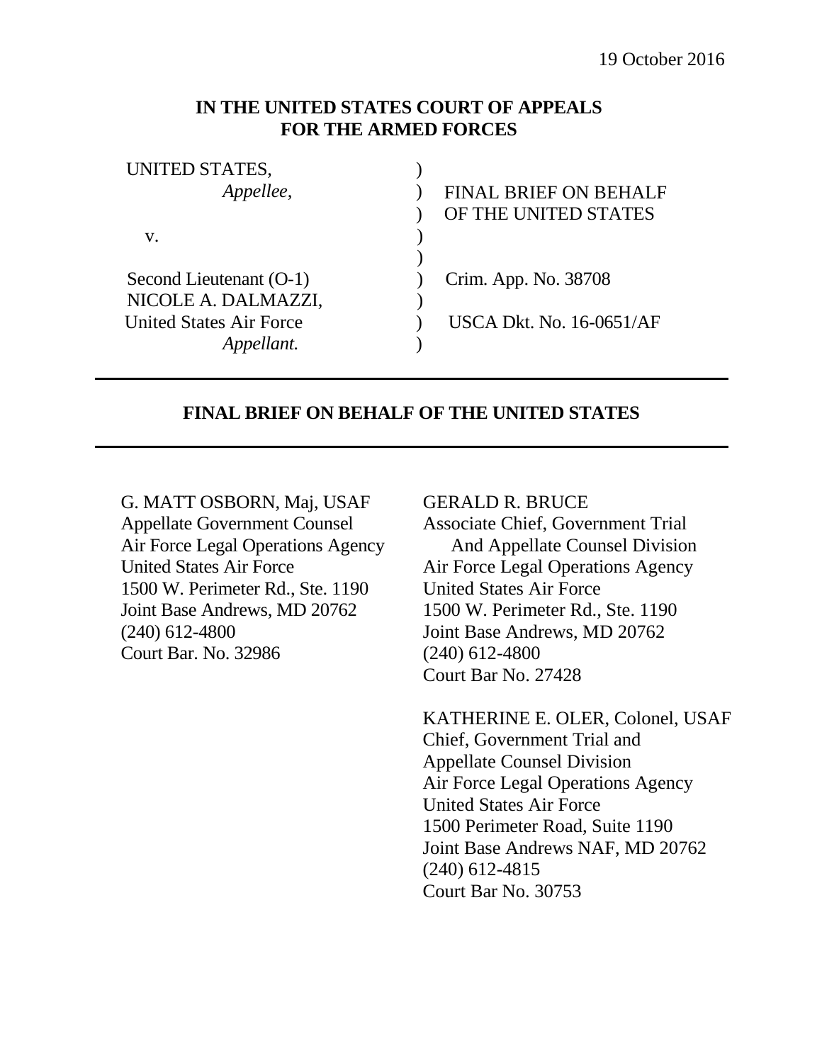19 October 2016

**IN THE UNITED STATES COURT OF APPEALS**
**FOR THE ARMED FORCES**

| | | |
|---|---|---|
| UNITED STATES,<br>*Appellee*, | ) | FINAL BRIEF ON BEHALF<br>OF THE UNITED STATES |
| v. | ) | |
| Second Lieutenant (O-1)<br>NICOLE A. DALMAZZI,<br>United States Air Force<br>*Appellant.* | ) | Crim. App. No. 38708<br><br>USCA Dkt. No. 16-0651/AF |

---

**FINAL BRIEF ON BEHALF OF THE UNITED STATES**

---

G. MATT OSBORN, Maj, USAF
Appellate Government Counsel
Air Force Legal Operations Agency
United States Air Force
1500 W. Perimeter Rd., Ste. 1190
Joint Base Andrews, MD 20762
(240) 612-4800
Court Bar. No. 32986

GERALD R. BRUCE
Associate Chief, Government Trial
And Appellate Counsel Division
Air Force Legal Operations Agency
United States Air Force
1500 W. Perimeter Rd., Ste. 1190
Joint Base Andrews, MD 20762
(240) 612-4800
Court Bar No. 27428

KATHERINE E. OLER, Colonel, USAF
Chief, Government Trial and
Appellate Counsel Division
Air Force Legal Operations Agency
United States Air Force
1500 Perimeter Road, Suite 1190
Joint Base Andrews NAF, MD 20762
(240) 612-4815
Court Bar No. 30753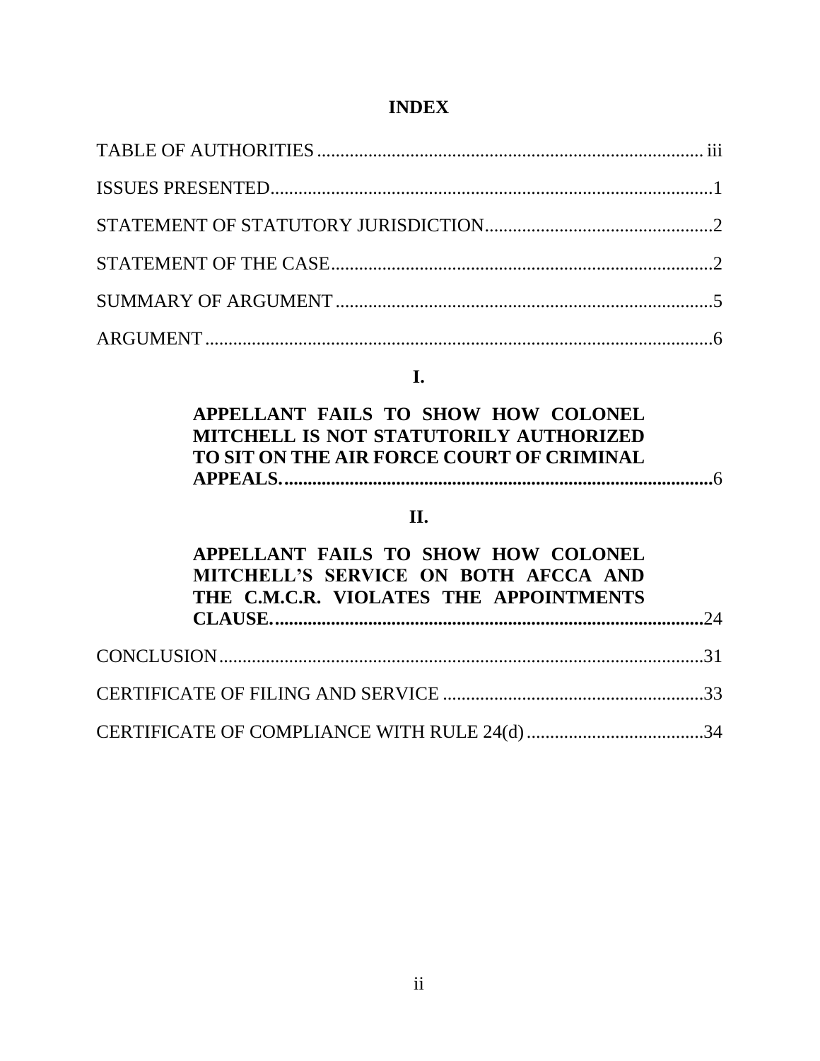# INDEX

TABLE OF AUTHORITIES ..................................................................................... iii

ISSUES PRESENTED.............................................................................................1

STATEMENT OF STATUTORY JURISDICTION................................................2

STATEMENT OF THE CASE................................................................................2

SUMMARY OF ARGUMENT ................................................................................5

ARGUMENT ...........................................................................................................6

**I.**

**APPELLANT FAILS TO SHOW HOW COLONEL MITCHELL IS NOT STATUTORILY AUTHORIZED TO SIT ON THE AIR FORCE COURT OF CRIMINAL APPEALS.** ...........................................................................................6

**II.**

**APPELLANT FAILS TO SHOW HOW COLONEL MITCHELL'S SERVICE ON BOTH AFCCA AND THE C.M.C.R. VIOLATES THE APPOINTMENTS CLAUSE.** ...........................................................................................24

CONCLUSION.......................................................................................................31

CERTIFICATE OF FILING AND SERVICE ......................................................33

CERTIFICATE OF COMPLIANCE WITH RULE 24(d) .....................................34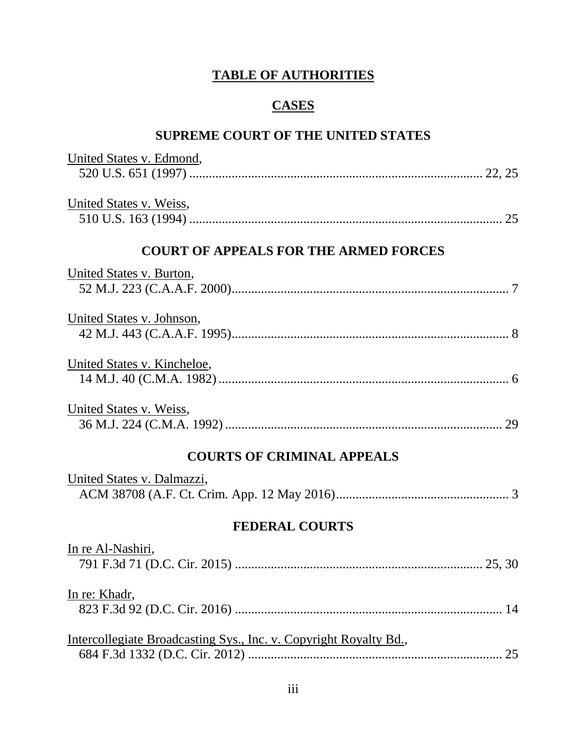# TABLE OF AUTHORITIES

## CASES

### SUPREME COURT OF THE UNITED STATES

United States v. Edmond,
520 U.S. 651 (1997) ........................................................................................ 22, 25

United States v. Weiss,
510 U.S. 163 (1994) .............................................................................................. 25

### COURT OF APPEALS FOR THE ARMED FORCES

United States v. Burton,
52 M.J. 223 (C.A.A.F. 2000)................................................................................... 7

United States v. Johnson,
42 M.J. 443 (C.A.A.F. 1995)................................................................................... 8

United States v. Kincheloe,
14 M.J. 40 (C.M.A. 1982) ....................................................................................... 6

United States v. Weiss,
36 M.J. 224 (C.M.A. 1992) .................................................................................... 29

### COURTS OF CRIMINAL APPEALS

United States v. Dalmazzi,
ACM 38708 (A.F. Ct. Crim. App. 12 May 2016).................................................... 3

### FEDERAL COURTS

In re Al-Nashiri,
791 F.3d 71 (D.C. Cir. 2015) ........................................................................... 25, 30

In re: Khadr,
823 F.3d 92 (D.C. Cir. 2016) ................................................................................ 14

Intercollegiate Broadcasting Sys., Inc. v. Copyright Royalty Bd.,
684 F.3d 1332 (D.C. Cir. 2012) ............................................................................ 25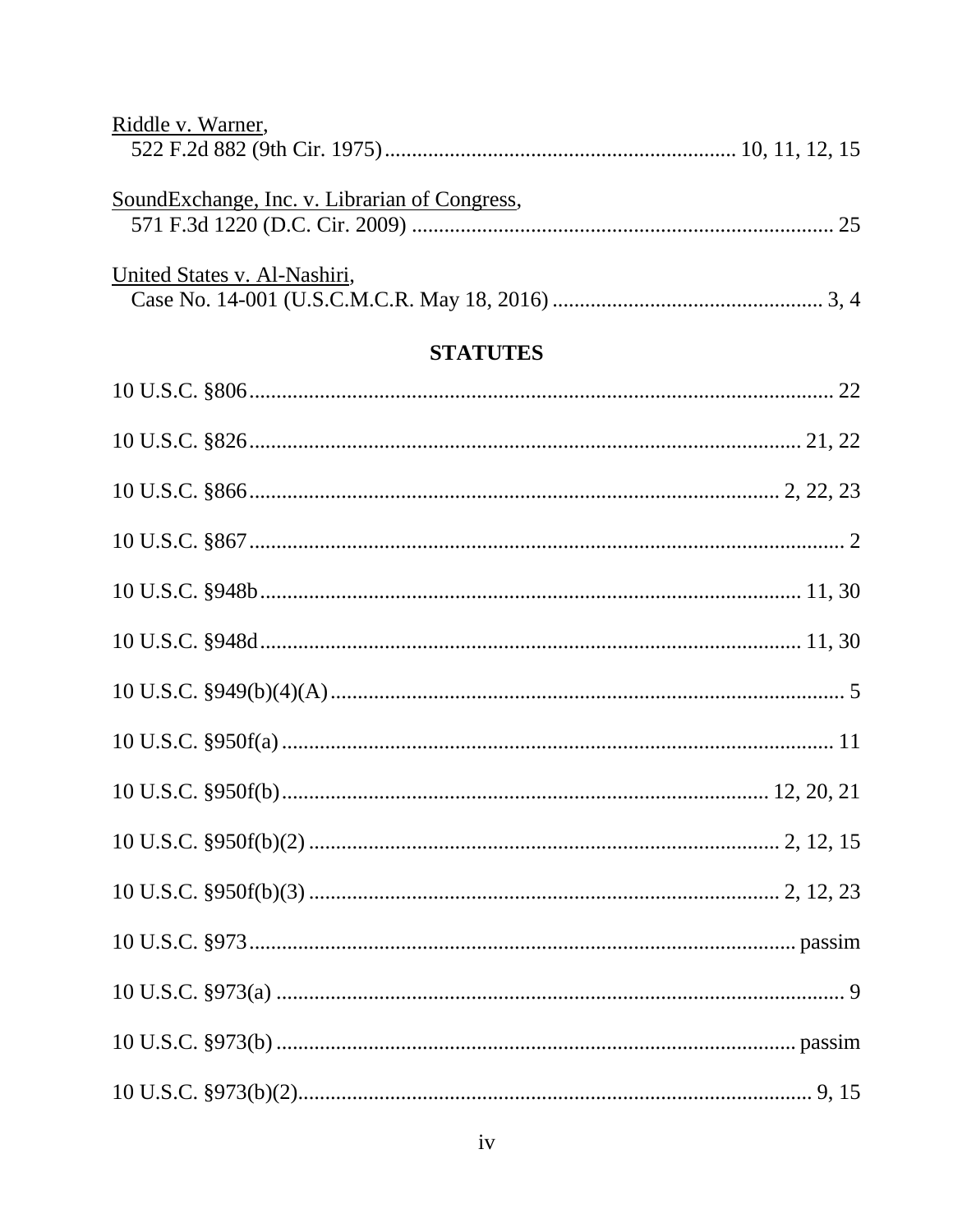Riddle v. Warner,
522 F.2d 882 (9th Cir. 1975) ................................................................ 10, 11, 12, 15

SoundExchange, Inc. v. Librarian of Congress,
571 F.3d 1220 (D.C. Cir. 2009) ............................................................................ 25

United States v. Al-Nashiri,
Case No. 14-001 (U.S.C.M.C.R. May 18, 2016) ................................................. 3, 4

## STATUTES

10 U.S.C. §806 ........................................................................................................ 22

10 U.S.C. §826 .................................................................................................. 21, 22

10 U.S.C. §866 ............................................................................................. 2, 22, 23

10 U.S.C. §867 .......................................................................................................... 2

10 U.S.C. §948b ................................................................................................ 11, 30

10 U.S.C. §948d ................................................................................................ 11, 30

10 U.S.C. §949(b)(4)(A) ........................................................................................... 5

10 U.S.C. §950f(a) .................................................................................................. 11

10 U.S.C. §950f(b) ........................................................................................ 12, 20, 21

10 U.S.C. §950f(b)(2) ...................................................................................... 2, 12, 15

10 U.S.C. §950f(b)(3) ...................................................................................... 2, 12, 23

10 U.S.C. §973 .................................................................................................. passim

10 U.S.C. §973(a) ..................................................................................................... 9

10 U.S.C. §973(b) ............................................................................................. passim

10 U.S.C. §973(b)(2) ............................................................................................ 9, 15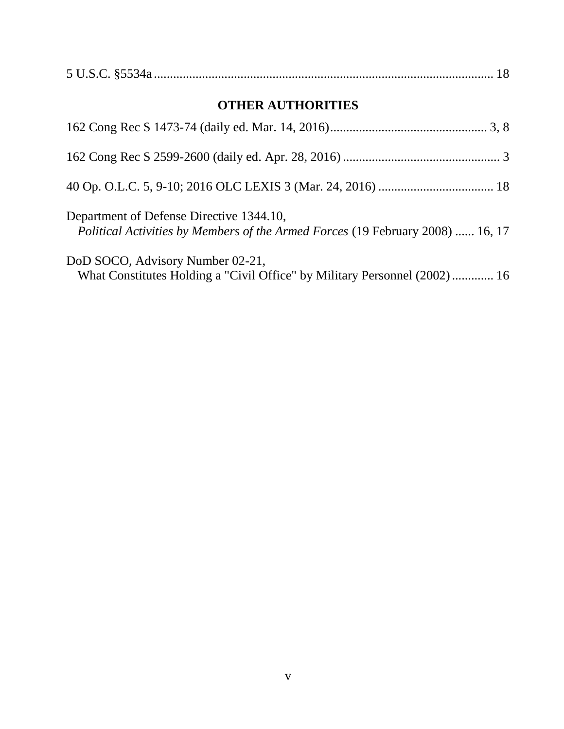5 U.S.C. §5534a ........................................................................................................ 18

## OTHER AUTHORITIES

162 Cong Rec S 1473-74 (daily ed. Mar. 14, 2016)................................................ 3, 8

162 Cong Rec S 2599-2600 (daily ed. Apr. 28, 2016) ................................................ 3

40 Op. O.L.C. 5, 9-10; 2016 OLC LEXIS 3 (Mar. 24, 2016) .................................... 18

Department of Defense Directive 1344.10,
*Political Activities by Members of the Armed Forces* (19 February 2008) ...... 16, 17

DoD SOCO, Advisory Number 02-21,
What Constitutes Holding a "Civil Office" by Military Personnel (2002)............. 16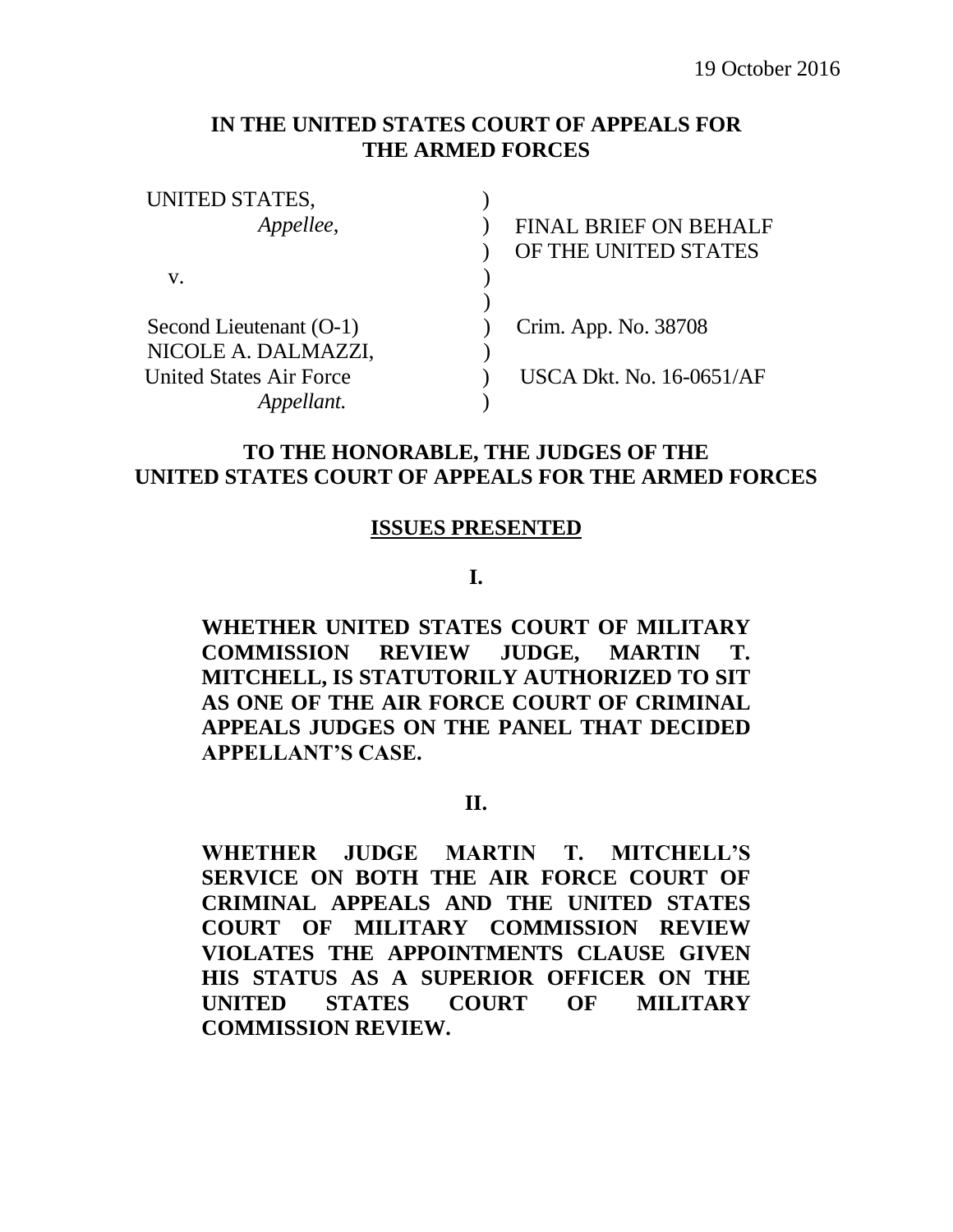19 October 2016

**IN THE UNITED STATES COURT OF APPEALS FOR THE ARMED FORCES**

| | | |
|---|---|---|
| UNITED STATES, | ) | |
| *Appellee*, | ) | FINAL BRIEF ON BEHALF |
| | ) | OF THE UNITED STATES |
| v. | ) | |
| | ) | |
| Second Lieutenant (O-1) | ) | Crim. App. No. 38708 |
| NICOLE A. DALMAZZI, | ) | |
| United States Air Force | ) | USCA Dkt. No. 16-0651/AF |
| *Appellant.* | ) | |

**TO THE HONORABLE, THE JUDGES OF THE UNITED STATES COURT OF APPEALS FOR THE ARMED FORCES**

## ISSUES PRESENTED

**I.**

**WHETHER UNITED STATES COURT OF MILITARY COMMISSION REVIEW JUDGE, MARTIN T. MITCHELL, IS STATUTORILY AUTHORIZED TO SIT AS ONE OF THE AIR FORCE COURT OF CRIMINAL APPEALS JUDGES ON THE PANEL THAT DECIDED APPELLANT'S CASE.**

**II.**

**WHETHER JUDGE MARTIN T. MITCHELL'S SERVICE ON BOTH THE AIR FORCE COURT OF CRIMINAL APPEALS AND THE UNITED STATES COURT OF MILITARY COMMISSION REVIEW VIOLATES THE APPOINTMENTS CLAUSE GIVEN HIS STATUS AS A SUPERIOR OFFICER ON THE UNITED STATES COURT OF MILITARY COMMISSION REVIEW.**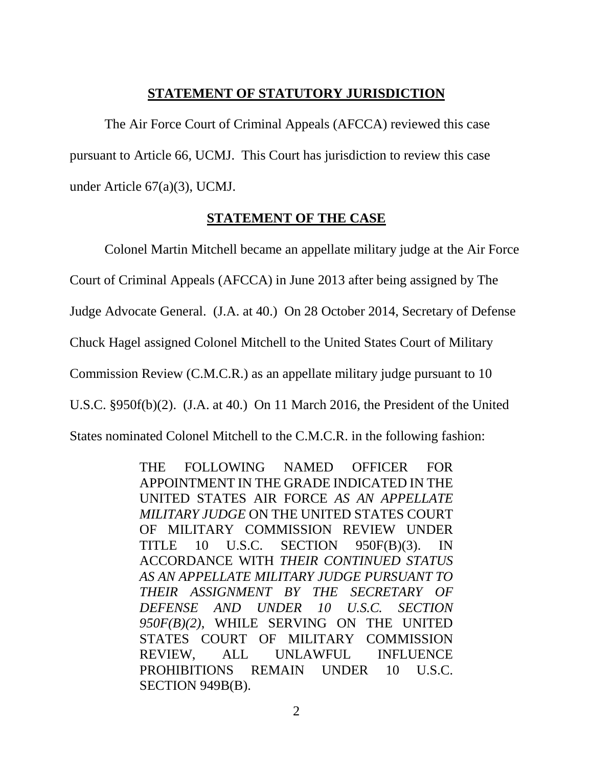## STATEMENT OF STATUTORY JURISDICTION

The Air Force Court of Criminal Appeals (AFCCA) reviewed this case pursuant to Article 66, UCMJ. This Court has jurisdiction to review this case under Article 67(a)(3), UCMJ.

## STATEMENT OF THE CASE

Colonel Martin Mitchell became an appellate military judge at the Air Force Court of Criminal Appeals (AFCCA) in June 2013 after being assigned by The Judge Advocate General. (J.A. at 40.) On 28 October 2014, Secretary of Defense Chuck Hagel assigned Colonel Mitchell to the United States Court of Military Commission Review (C.M.C.R.) as an appellate military judge pursuant to 10 U.S.C. §950f(b)(2). (J.A. at 40.) On 11 March 2016, the President of the United States nominated Colonel Mitchell to the C.M.C.R. in the following fashion:

> THE FOLLOWING NAMED OFFICER FOR APPOINTMENT IN THE GRADE INDICATED IN THE UNITED STATES AIR FORCE *AS AN APPELLATE MILITARY JUDGE* ON THE UNITED STATES COURT OF MILITARY COMMISSION REVIEW UNDER TITLE 10 U.S.C. SECTION 950F(B)(3). IN ACCORDANCE WITH *THEIR CONTINUED STATUS AS AN APPELLATE MILITARY JUDGE PURSUANT TO THEIR ASSIGNMENT BY THE SECRETARY OF DEFENSE AND UNDER 10 U.S.C. SECTION 950F(B)(2)*, WHILE SERVING ON THE UNITED STATES COURT OF MILITARY COMMISSION REVIEW, ALL UNLAWFUL INFLUENCE PROHIBITIONS REMAIN UNDER 10 U.S.C. SECTION 949B(B).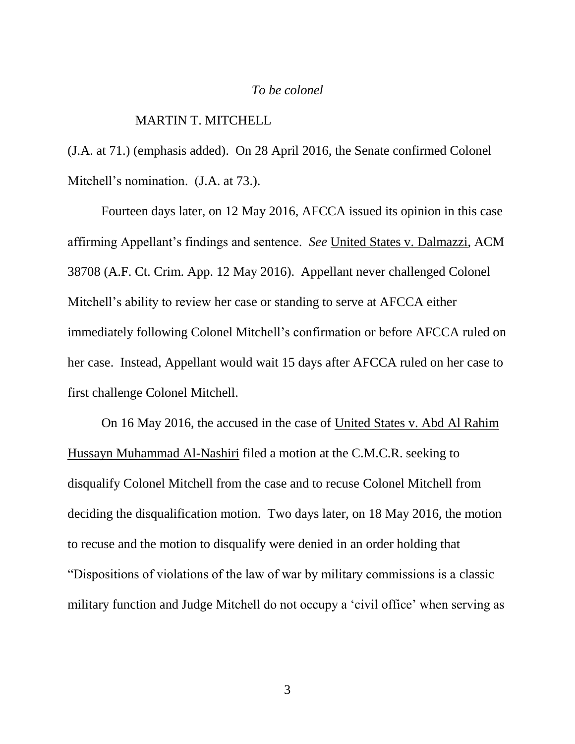*To be colonel*

MARTIN T. MITCHELL

(J.A. at 71.) (emphasis added). On 28 April 2016, the Senate confirmed Colonel Mitchell's nomination. (J.A. at 73.).

Fourteen days later, on 12 May 2016, AFCCA issued its opinion in this case affirming Appellant's findings and sentence. *See* United States v. Dalmazzi, ACM 38708 (A.F. Ct. Crim. App. 12 May 2016). Appellant never challenged Colonel Mitchell's ability to review her case or standing to serve at AFCCA either immediately following Colonel Mitchell's confirmation or before AFCCA ruled on her case. Instead, Appellant would wait 15 days after AFCCA ruled on her case to first challenge Colonel Mitchell.

On 16 May 2016, the accused in the case of United States v. Abd Al Rahim Hussayn Muhammad Al-Nashiri filed a motion at the C.M.C.R. seeking to disqualify Colonel Mitchell from the case and to recuse Colonel Mitchell from deciding the disqualification motion. Two days later, on 18 May 2016, the motion to recuse and the motion to disqualify were denied in an order holding that "Dispositions of violations of the law of war by military commissions is a classic military function and Judge Mitchell do not occupy a 'civil office' when serving as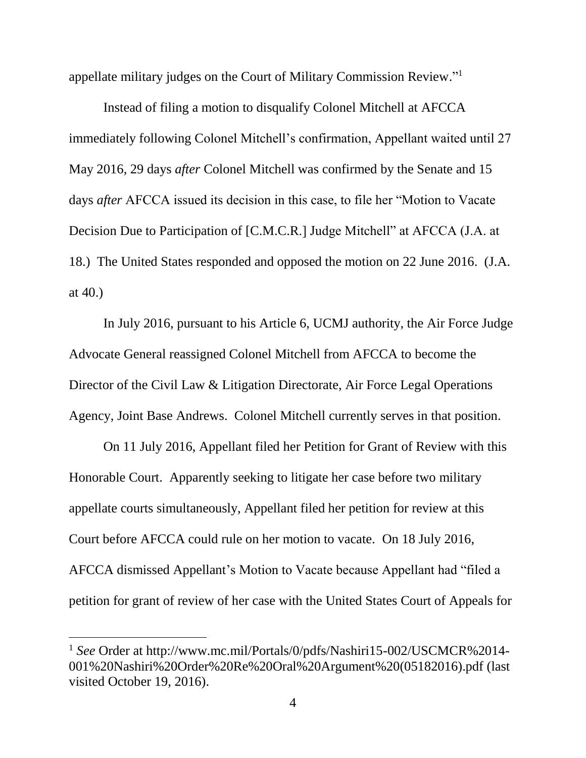appellate military judges on the Court of Military Commission Review."[1]

Instead of filing a motion to disqualify Colonel Mitchell at AFCCA immediately following Colonel Mitchell's confirmation, Appellant waited until 27 May 2016, 29 days *after* Colonel Mitchell was confirmed by the Senate and 15 days *after* AFCCA issued its decision in this case, to file her "Motion to Vacate Decision Due to Participation of [C.M.C.R.] Judge Mitchell" at AFCCA (J.A. at 18.) The United States responded and opposed the motion on 22 June 2016. (J.A. at 40.)

In July 2016, pursuant to his Article 6, UCMJ authority, the Air Force Judge Advocate General reassigned Colonel Mitchell from AFCCA to become the Director of the Civil Law & Litigation Directorate, Air Force Legal Operations Agency, Joint Base Andrews. Colonel Mitchell currently serves in that position.

On 11 July 2016, Appellant filed her Petition for Grant of Review with this Honorable Court. Apparently seeking to litigate her case before two military appellate courts simultaneously, Appellant filed her petition for review at this Court before AFCCA could rule on her motion to vacate. On 18 July 2016, AFCCA dismissed Appellant's Motion to Vacate because Appellant had "filed a petition for grant of review of her case with the United States Court of Appeals for

[1] *See* Order at http://www.mc.mil/Portals/0/pdfs/Nashiri15-002/USCMCR%2014-001%20Nashiri%20Order%20Re%20Oral%20Argument%20(05182016).pdf (last visited October 19, 2016).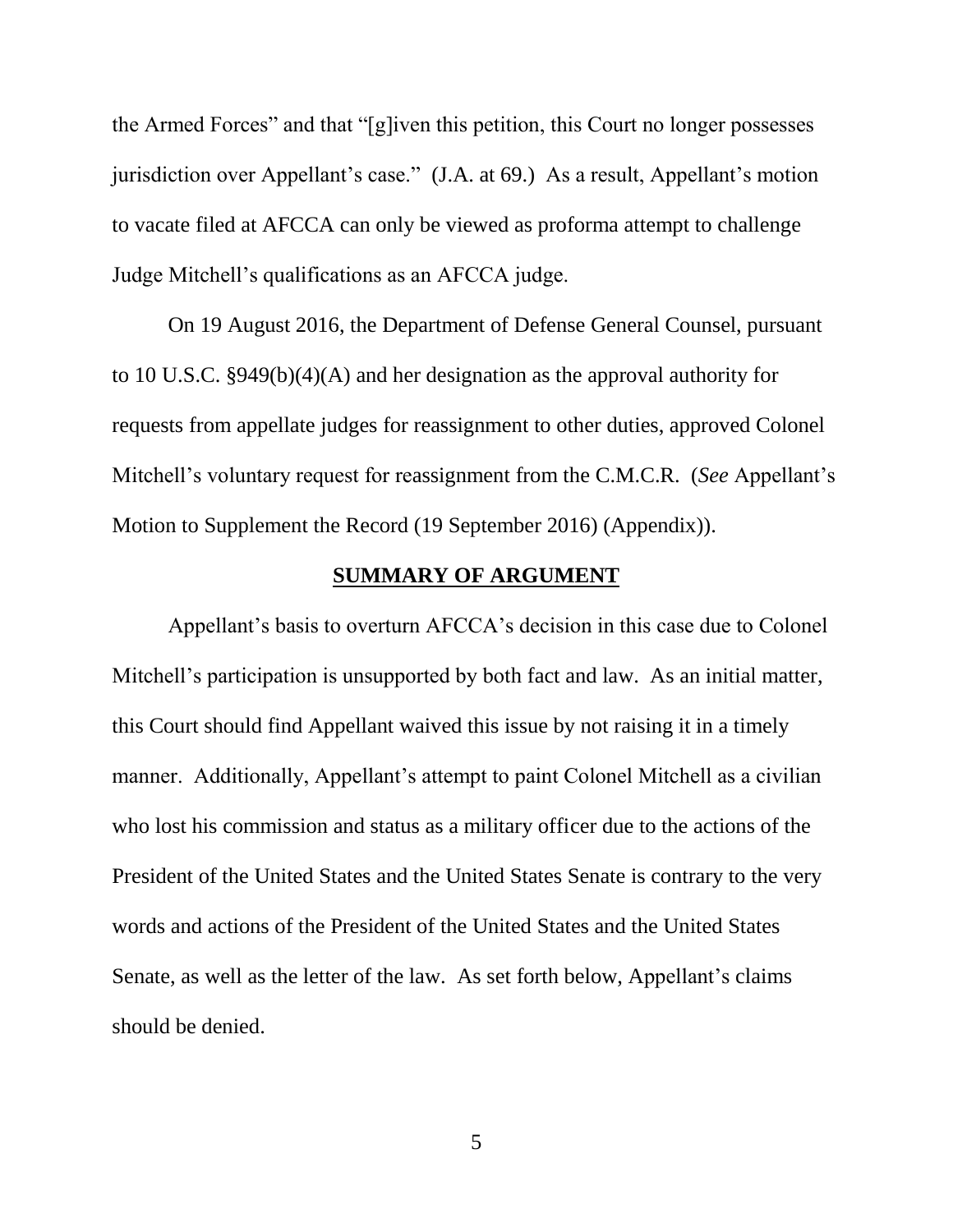the Armed Forces" and that "[g]iven this petition, this Court no longer possesses jurisdiction over Appellant's case." (J.A. at 69.) As a result, Appellant's motion to vacate filed at AFCCA can only be viewed as proforma attempt to challenge Judge Mitchell's qualifications as an AFCCA judge.

On 19 August 2016, the Department of Defense General Counsel, pursuant to 10 U.S.C. §949(b)(4)(A) and her designation as the approval authority for requests from appellate judges for reassignment to other duties, approved Colonel Mitchell's voluntary request for reassignment from the C.M.C.R. (*See* Appellant's Motion to Supplement the Record (19 September 2016) (Appendix)).

## SUMMARY OF ARGUMENT

Appellant's basis to overturn AFCCA's decision in this case due to Colonel Mitchell's participation is unsupported by both fact and law. As an initial matter, this Court should find Appellant waived this issue by not raising it in a timely manner. Additionally, Appellant's attempt to paint Colonel Mitchell as a civilian who lost his commission and status as a military officer due to the actions of the President of the United States and the United States Senate is contrary to the very words and actions of the President of the United States and the United States Senate, as well as the letter of the law. As set forth below, Appellant's claims should be denied.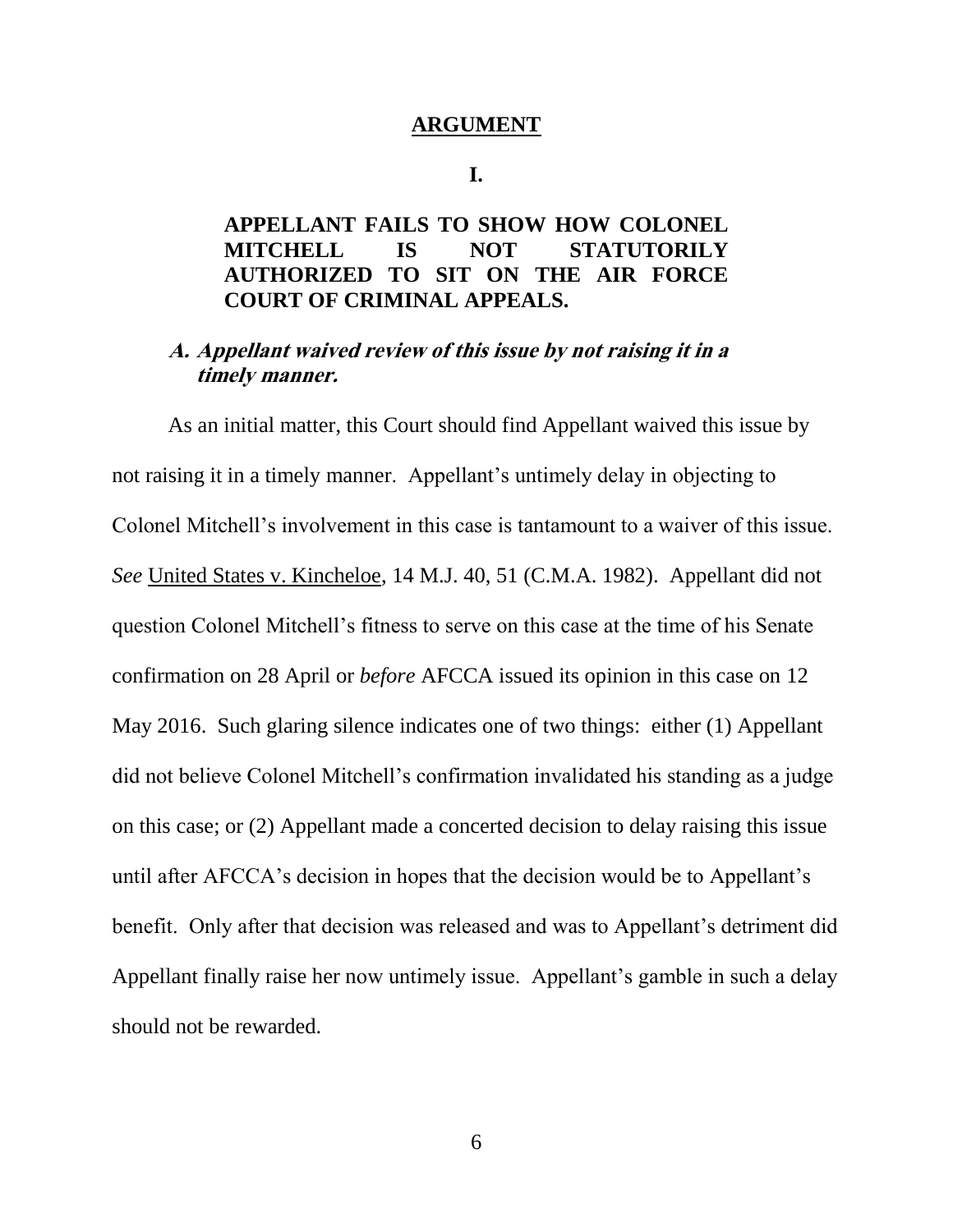# ARGUMENT

## I.

## APPELLANT FAILS TO SHOW HOW COLONEL MITCHELL IS NOT STATUTORILY AUTHORIZED TO SIT ON THE AIR FORCE COURT OF CRIMINAL APPEALS.

### *A. Appellant waived review of this issue by not raising it in a timely manner.*

As an initial matter, this Court should find Appellant waived this issue by not raising it in a timely manner. Appellant's untimely delay in objecting to Colonel Mitchell's involvement in this case is tantamount to a waiver of this issue. *See* United States v. Kincheloe, 14 M.J. 40, 51 (C.M.A. 1982). Appellant did not question Colonel Mitchell's fitness to serve on this case at the time of his Senate confirmation on 28 April or *before* AFCCA issued its opinion in this case on 12 May 2016. Such glaring silence indicates one of two things: either (1) Appellant did not believe Colonel Mitchell's confirmation invalidated his standing as a judge on this case; or (2) Appellant made a concerted decision to delay raising this issue until after AFCCA's decision in hopes that the decision would be to Appellant's benefit. Only after that decision was released and was to Appellant's detriment did Appellant finally raise her now untimely issue. Appellant's gamble in such a delay should not be rewarded.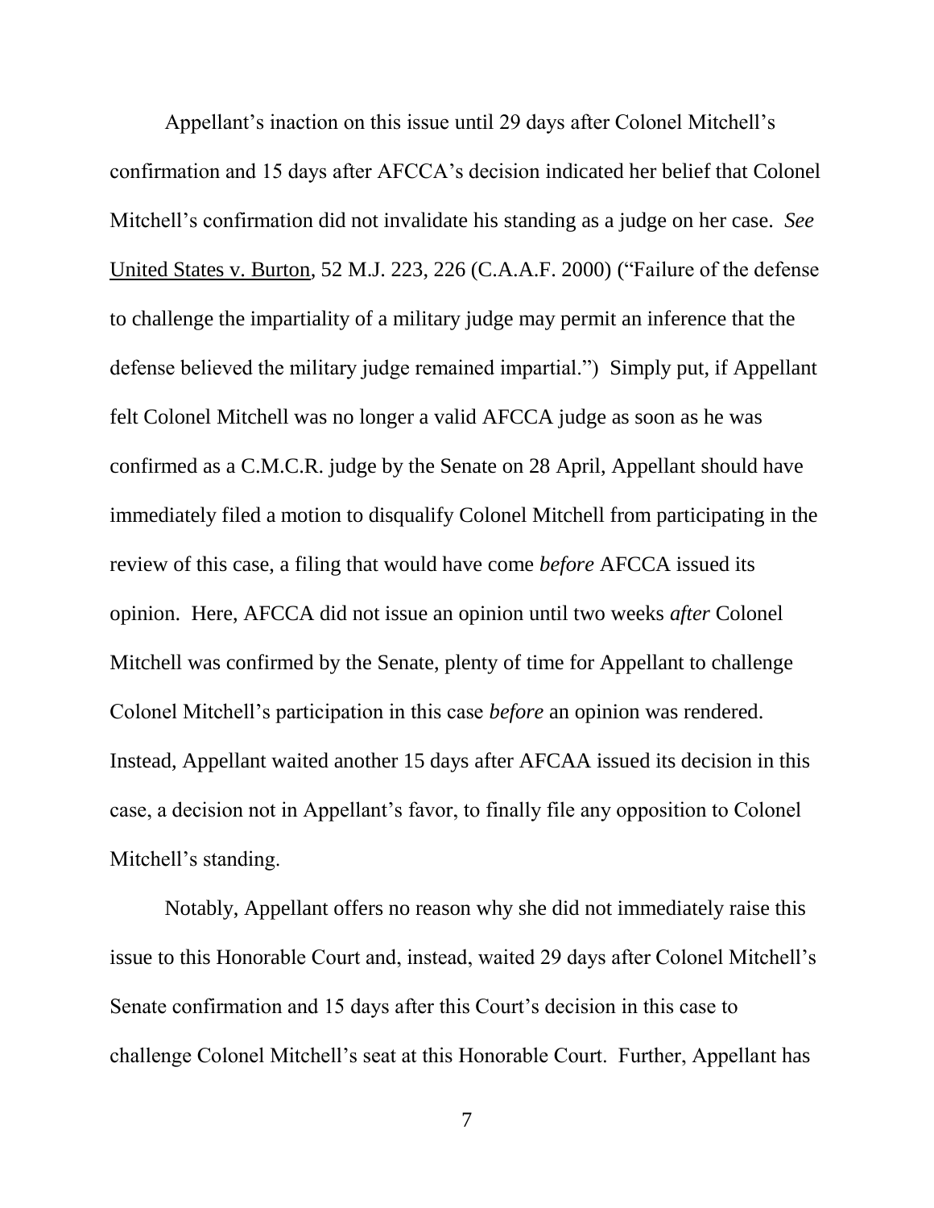Appellant's inaction on this issue until 29 days after Colonel Mitchell's confirmation and 15 days after AFCCA's decision indicated her belief that Colonel Mitchell's confirmation did not invalidate his standing as a judge on her case. *See* United States v. Burton, 52 M.J. 223, 226 (C.A.A.F. 2000) ("Failure of the defense to challenge the impartiality of a military judge may permit an inference that the defense believed the military judge remained impartial.") Simply put, if Appellant felt Colonel Mitchell was no longer a valid AFCCA judge as soon as he was confirmed as a C.M.C.R. judge by the Senate on 28 April, Appellant should have immediately filed a motion to disqualify Colonel Mitchell from participating in the review of this case, a filing that would have come *before* AFCCA issued its opinion. Here, AFCCA did not issue an opinion until two weeks *after* Colonel Mitchell was confirmed by the Senate, plenty of time for Appellant to challenge Colonel Mitchell's participation in this case *before* an opinion was rendered. Instead, Appellant waited another 15 days after AFCAA issued its decision in this case, a decision not in Appellant's favor, to finally file any opposition to Colonel Mitchell's standing.

Notably, Appellant offers no reason why she did not immediately raise this issue to this Honorable Court and, instead, waited 29 days after Colonel Mitchell's Senate confirmation and 15 days after this Court's decision in this case to challenge Colonel Mitchell's seat at this Honorable Court. Further, Appellant has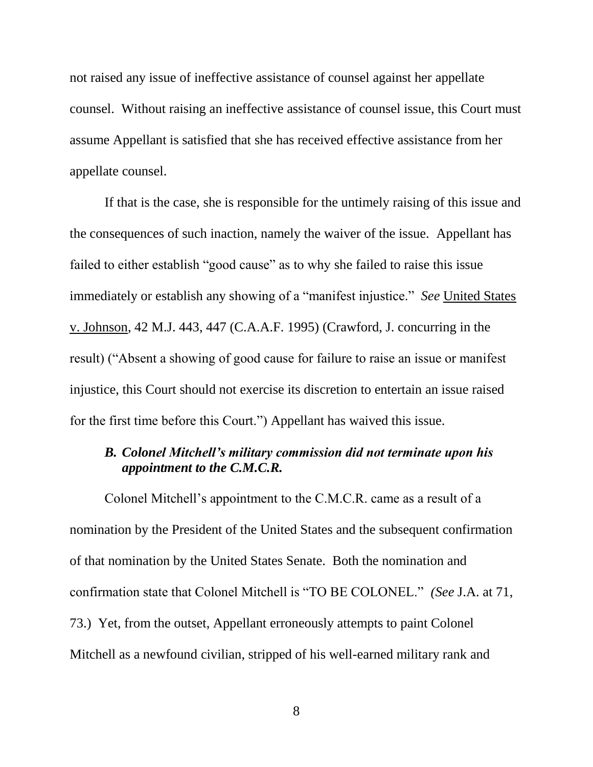not raised any issue of ineffective assistance of counsel against her appellate counsel. Without raising an ineffective assistance of counsel issue, this Court must assume Appellant is satisfied that she has received effective assistance from her appellate counsel.

If that is the case, she is responsible for the untimely raising of this issue and the consequences of such inaction, namely the waiver of the issue. Appellant has failed to either establish "good cause" as to why she failed to raise this issue immediately or establish any showing of a "manifest injustice." *See* United States v. Johnson, 42 M.J. 443, 447 (C.A.A.F. 1995) (Crawford, J. concurring in the result) ("Absent a showing of good cause for failure to raise an issue or manifest injustice, this Court should not exercise its discretion to entertain an issue raised for the first time before this Court.") Appellant has waived this issue.

### *B. Colonel Mitchell's military commission did not terminate upon his appointment to the C.M.C.R.*

Colonel Mitchell's appointment to the C.M.C.R. came as a result of a nomination by the President of the United States and the subsequent confirmation of that nomination by the United States Senate. Both the nomination and confirmation state that Colonel Mitchell is "TO BE COLONEL." *(See* J.A. at 71, 73.) Yet, from the outset, Appellant erroneously attempts to paint Colonel Mitchell as a newfound civilian, stripped of his well-earned military rank and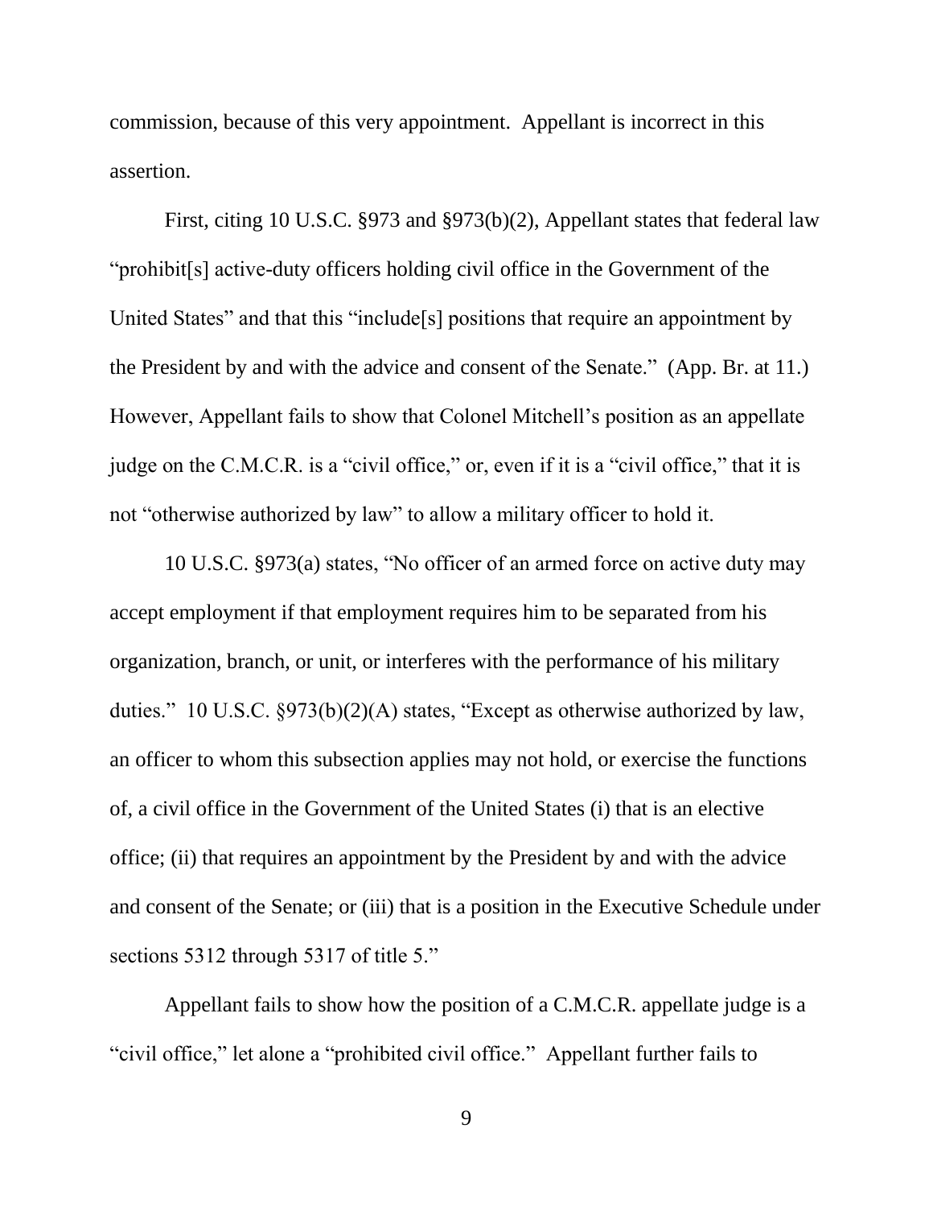commission, because of this very appointment. Appellant is incorrect in this assertion.

First, citing 10 U.S.C. §973 and §973(b)(2), Appellant states that federal law "prohibit[s] active-duty officers holding civil office in the Government of the United States" and that this "include[s] positions that require an appointment by the President by and with the advice and consent of the Senate." (App. Br. at 11.) However, Appellant fails to show that Colonel Mitchell's position as an appellate judge on the C.M.C.R. is a "civil office," or, even if it is a "civil office," that it is not "otherwise authorized by law" to allow a military officer to hold it.

10 U.S.C. §973(a) states, "No officer of an armed force on active duty may accept employment if that employment requires him to be separated from his organization, branch, or unit, or interferes with the performance of his military duties." 10 U.S.C. §973(b)(2)(A) states, "Except as otherwise authorized by law, an officer to whom this subsection applies may not hold, or exercise the functions of, a civil office in the Government of the United States (i) that is an elective office; (ii) that requires an appointment by the President by and with the advice and consent of the Senate; or (iii) that is a position in the Executive Schedule under sections 5312 through 5317 of title 5."

Appellant fails to show how the position of a C.M.C.R. appellate judge is a "civil office," let alone a "prohibited civil office." Appellant further fails to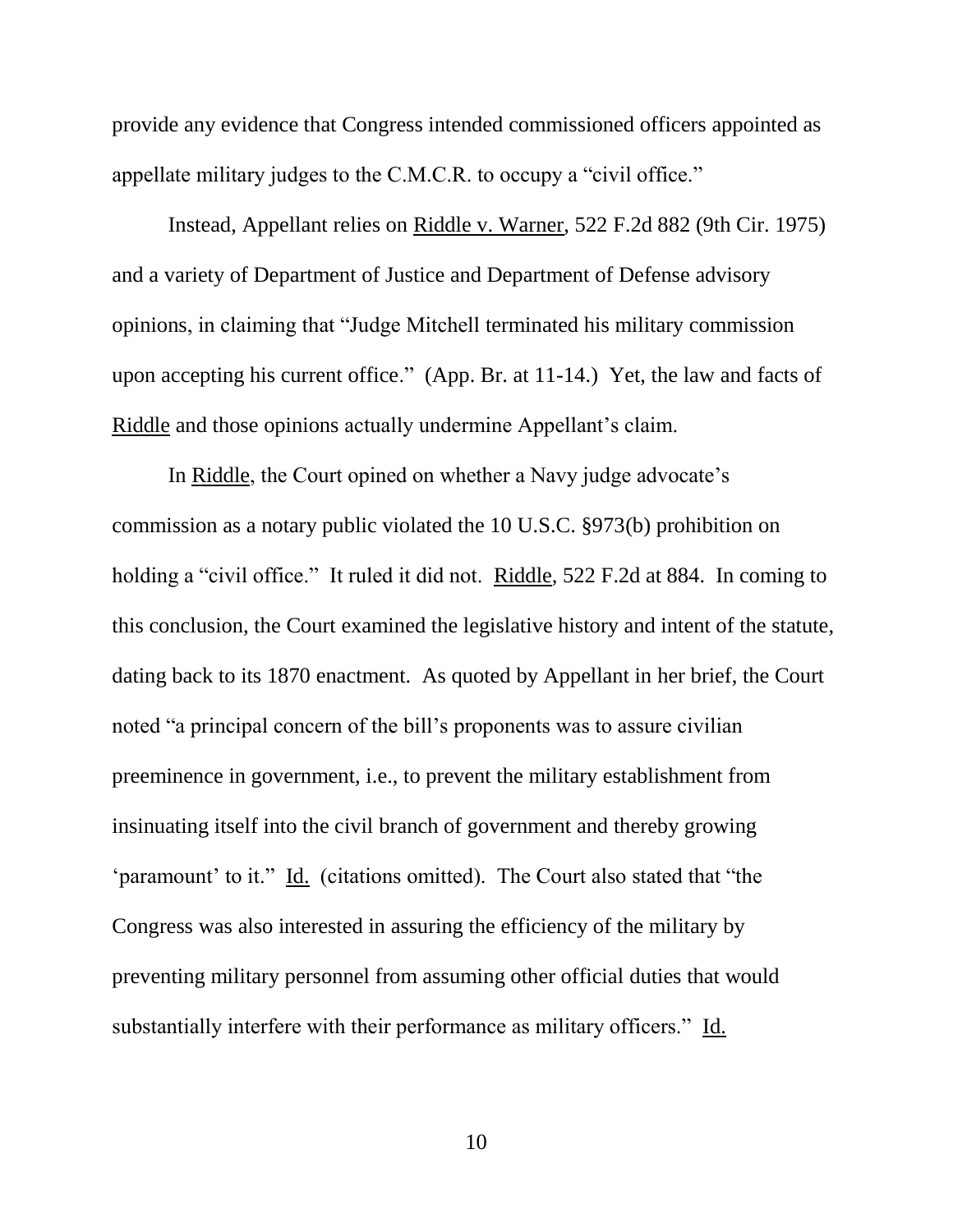provide any evidence that Congress intended commissioned officers appointed as appellate military judges to the C.M.C.R. to occupy a "civil office."

Instead, Appellant relies on Riddle v. Warner, 522 F.2d 882 (9th Cir. 1975) and a variety of Department of Justice and Department of Defense advisory opinions, in claiming that "Judge Mitchell terminated his military commission upon accepting his current office." (App. Br. at 11-14.) Yet, the law and facts of Riddle and those opinions actually undermine Appellant's claim.

In Riddle, the Court opined on whether a Navy judge advocate's commission as a notary public violated the 10 U.S.C. §973(b) prohibition on holding a "civil office." It ruled it did not. Riddle, 522 F.2d at 884. In coming to this conclusion, the Court examined the legislative history and intent of the statute, dating back to its 1870 enactment. As quoted by Appellant in her brief, the Court noted "a principal concern of the bill's proponents was to assure civilian preeminence in government, i.e., to prevent the military establishment from insinuating itself into the civil branch of government and thereby growing 'paramount' to it." Id. (citations omitted). The Court also stated that "the Congress was also interested in assuring the efficiency of the military by preventing military personnel from assuming other official duties that would substantially interfere with their performance as military officers." Id.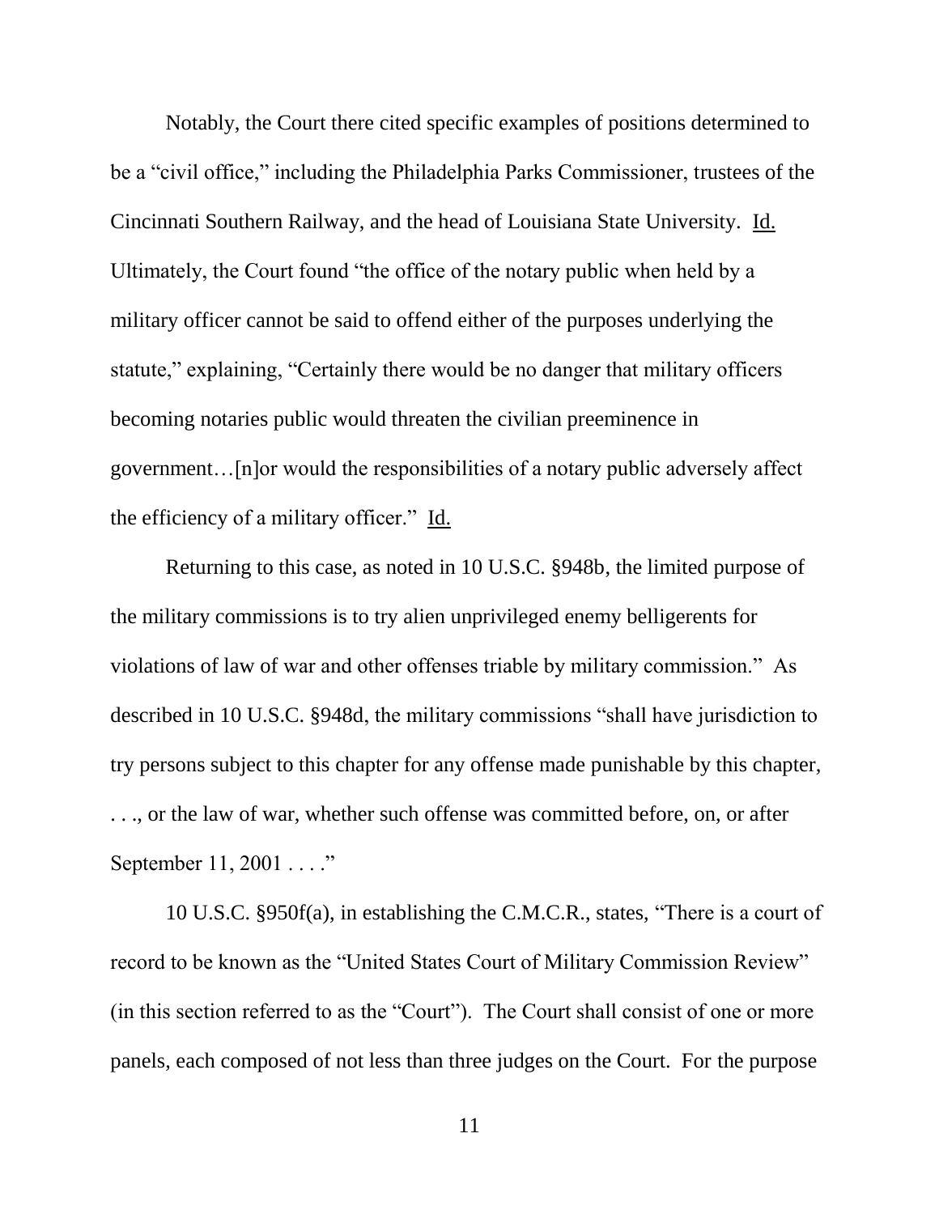Notably, the Court there cited specific examples of positions determined to be a "civil office," including the Philadelphia Parks Commissioner, trustees of the Cincinnati Southern Railway, and the head of Louisiana State University. Id. Ultimately, the Court found "the office of the notary public when held by a military officer cannot be said to offend either of the purposes underlying the statute," explaining, "Certainly there would be no danger that military officers becoming notaries public would threaten the civilian preeminence in government…[n]or would the responsibilities of a notary public adversely affect the efficiency of a military officer." Id.

Returning to this case, as noted in 10 U.S.C. §948b, the limited purpose of the military commissions is to try alien unprivileged enemy belligerents for violations of law of war and other offenses triable by military commission." As described in 10 U.S.C. §948d, the military commissions "shall have jurisdiction to try persons subject to this chapter for any offense made punishable by this chapter, . . ., or the law of war, whether such offense was committed before, on, or after September 11, 2001 . . . ."

10 U.S.C. §950f(a), in establishing the C.M.C.R., states, "There is a court of record to be known as the "United States Court of Military Commission Review" (in this section referred to as the "Court"). The Court shall consist of one or more panels, each composed of not less than three judges on the Court. For the purpose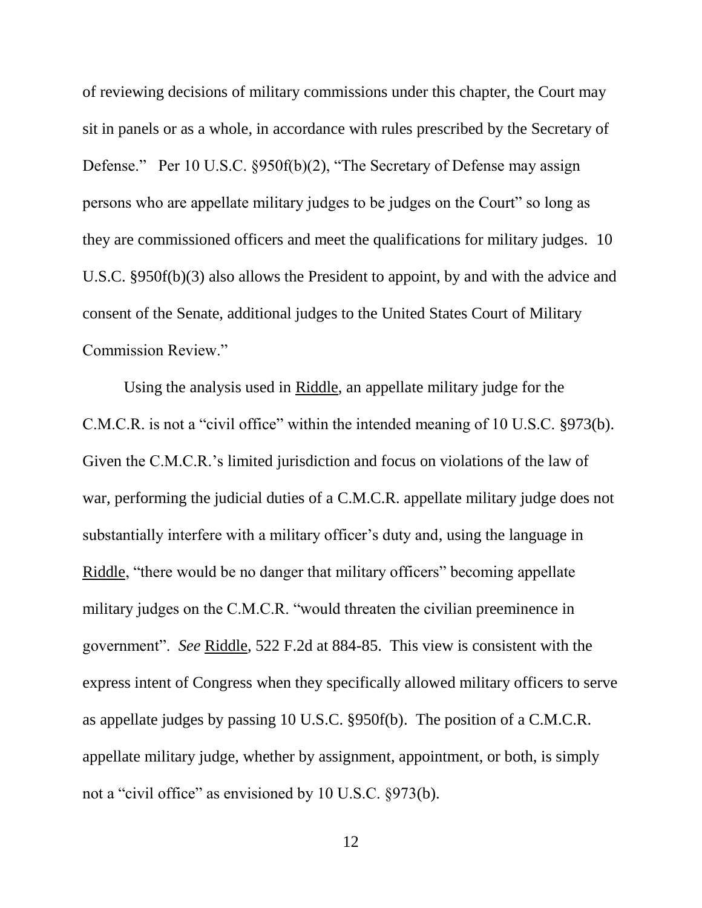of reviewing decisions of military commissions under this chapter, the Court may sit in panels or as a whole, in accordance with rules prescribed by the Secretary of Defense." Per 10 U.S.C. §950f(b)(2), "The Secretary of Defense may assign persons who are appellate military judges to be judges on the Court" so long as they are commissioned officers and meet the qualifications for military judges. 10 U.S.C. §950f(b)(3) also allows the President to appoint, by and with the advice and consent of the Senate, additional judges to the United States Court of Military Commission Review."

Using the analysis used in Riddle, an appellate military judge for the C.M.C.R. is not a "civil office" within the intended meaning of 10 U.S.C. §973(b). Given the C.M.C.R.'s limited jurisdiction and focus on violations of the law of war, performing the judicial duties of a C.M.C.R. appellate military judge does not substantially interfere with a military officer's duty and, using the language in Riddle, "there would be no danger that military officers" becoming appellate military judges on the C.M.C.R. "would threaten the civilian preeminence in government". *See* Riddle, 522 F.2d at 884-85. This view is consistent with the express intent of Congress when they specifically allowed military officers to serve as appellate judges by passing 10 U.S.C. §950f(b). The position of a C.M.C.R. appellate military judge, whether by assignment, appointment, or both, is simply not a "civil office" as envisioned by 10 U.S.C. §973(b).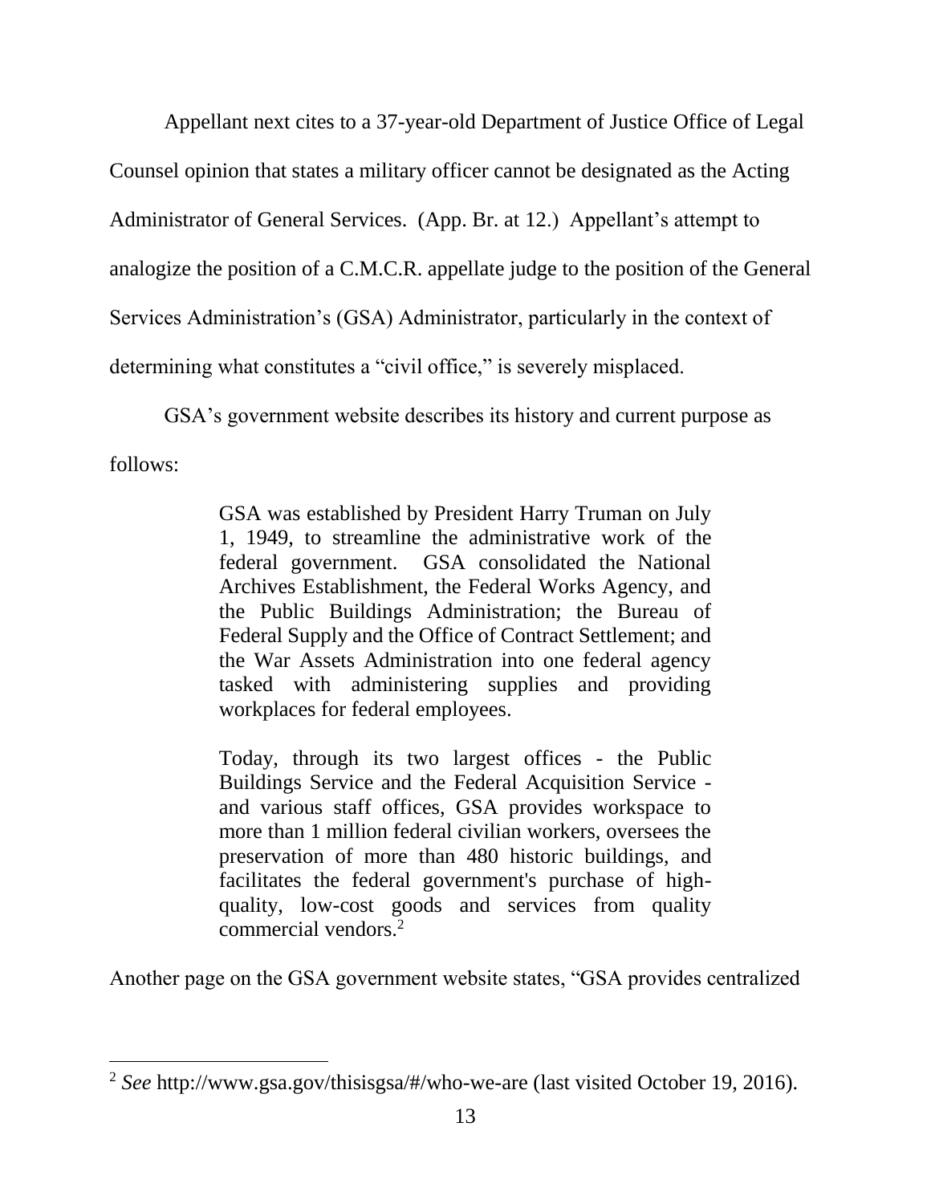Appellant next cites to a 37-year-old Department of Justice Office of Legal Counsel opinion that states a military officer cannot be designated as the Acting Administrator of General Services. (App. Br. at 12.) Appellant's attempt to analogize the position of a C.M.C.R. appellate judge to the position of the General Services Administration's (GSA) Administrator, particularly in the context of determining what constitutes a "civil office," is severely misplaced.

GSA's government website describes its history and current purpose as follows:

> GSA was established by President Harry Truman on July 1, 1949, to streamline the administrative work of the federal government. GSA consolidated the National Archives Establishment, the Federal Works Agency, and the Public Buildings Administration; the Bureau of Federal Supply and the Office of Contract Settlement; and the War Assets Administration into one federal agency tasked with administering supplies and providing workplaces for federal employees.
>
> Today, through its two largest offices - the Public Buildings Service and the Federal Acquisition Service - and various staff offices, GSA provides workspace to more than 1 million federal civilian workers, oversees the preservation of more than 480 historic buildings, and facilitates the federal government's purchase of high-quality, low-cost goods and services from quality commercial vendors.[2]

Another page on the GSA government website states, "GSA provides centralized

---

[2] *See* http://www.gsa.gov/thisisgsa/#/who-we-are (last visited October 19, 2016).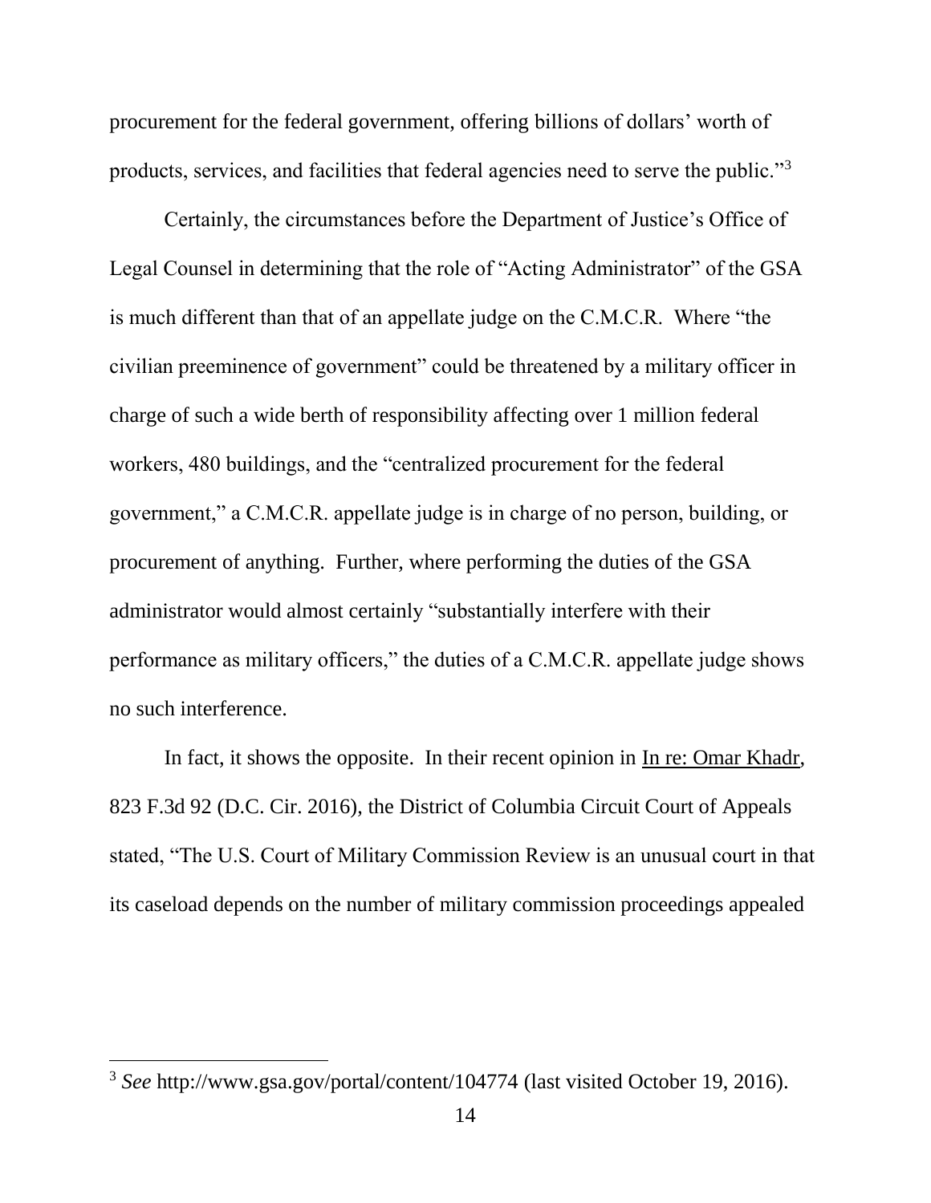procurement for the federal government, offering billions of dollars' worth of products, services, and facilities that federal agencies need to serve the public."[3]

Certainly, the circumstances before the Department of Justice's Office of Legal Counsel in determining that the role of "Acting Administrator" of the GSA is much different than that of an appellate judge on the C.M.C.R. Where "the civilian preeminence of government" could be threatened by a military officer in charge of such a wide berth of responsibility affecting over 1 million federal workers, 480 buildings, and the "centralized procurement for the federal government," a C.M.C.R. appellate judge is in charge of no person, building, or procurement of anything. Further, where performing the duties of the GSA administrator would almost certainly "substantially interfere with their performance as military officers," the duties of a C.M.C.R. appellate judge shows no such interference.

In fact, it shows the opposite. In their recent opinion in In re: Omar Khadr, 823 F.3d 92 (D.C. Cir. 2016), the District of Columbia Circuit Court of Appeals stated, "The U.S. Court of Military Commission Review is an unusual court in that its caseload depends on the number of military commission proceedings appealed

---

[3] *See* http://www.gsa.gov/portal/content/104774 (last visited October 19, 2016).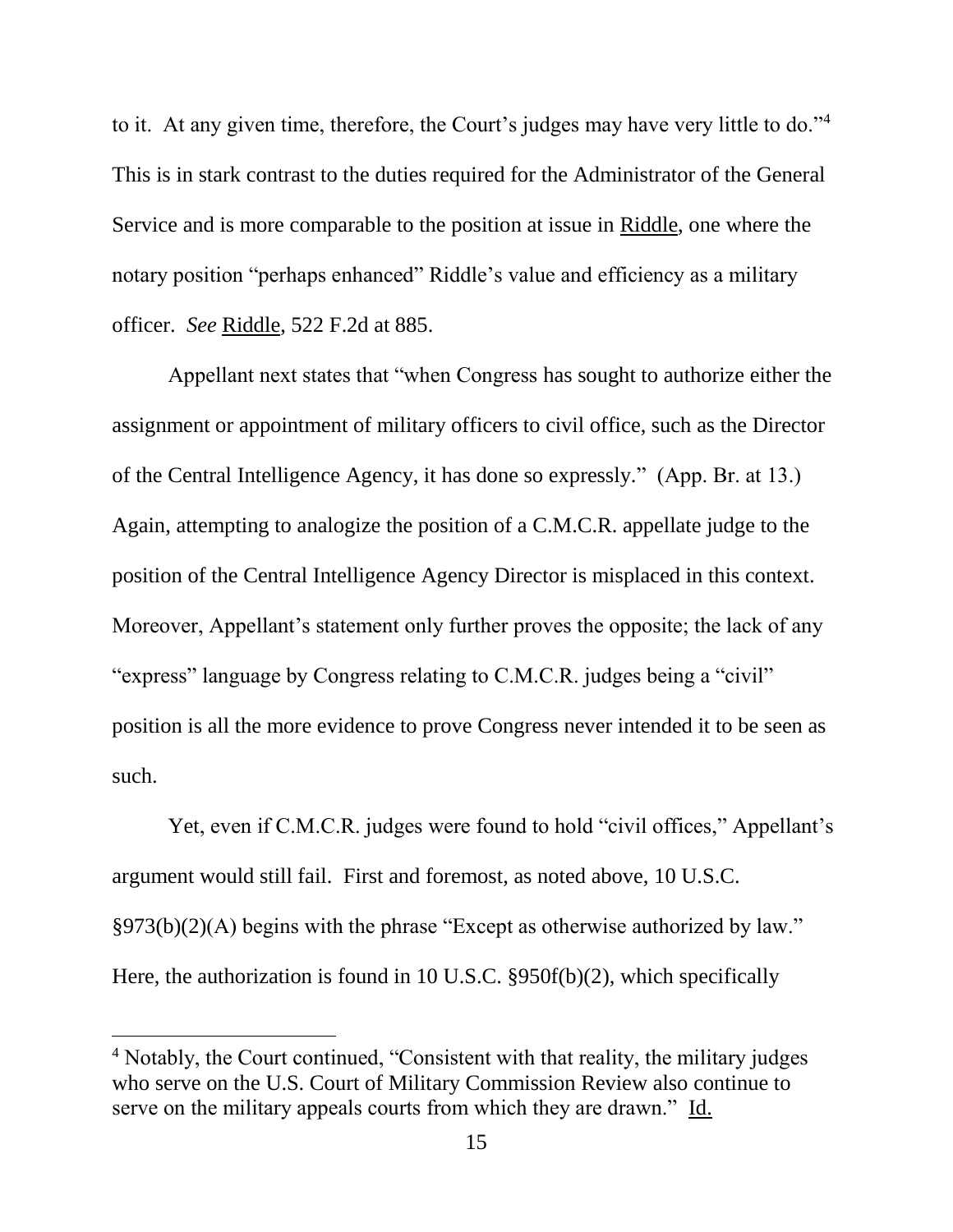to it. At any given time, therefore, the Court's judges may have very little to do."[4] This is in stark contrast to the duties required for the Administrator of the General Service and is more comparable to the position at issue in Riddle, one where the notary position "perhaps enhanced" Riddle's value and efficiency as a military officer. *See* Riddle, 522 F.2d at 885.

Appellant next states that "when Congress has sought to authorize either the assignment or appointment of military officers to civil office, such as the Director of the Central Intelligence Agency, it has done so expressly." (App. Br. at 13.) Again, attempting to analogize the position of a C.M.C.R. appellate judge to the position of the Central Intelligence Agency Director is misplaced in this context. Moreover, Appellant's statement only further proves the opposite; the lack of any "express" language by Congress relating to C.M.C.R. judges being a "civil" position is all the more evidence to prove Congress never intended it to be seen as such.

Yet, even if C.M.C.R. judges were found to hold "civil offices," Appellant's argument would still fail. First and foremost, as noted above, 10 U.S.C. §973(b)(2)(A) begins with the phrase "Except as otherwise authorized by law." Here, the authorization is found in 10 U.S.C. §950f(b)(2), which specifically

---

[4] Notably, the Court continued, "Consistent with that reality, the military judges who serve on the U.S. Court of Military Commission Review also continue to serve on the military appeals courts from which they are drawn." Id.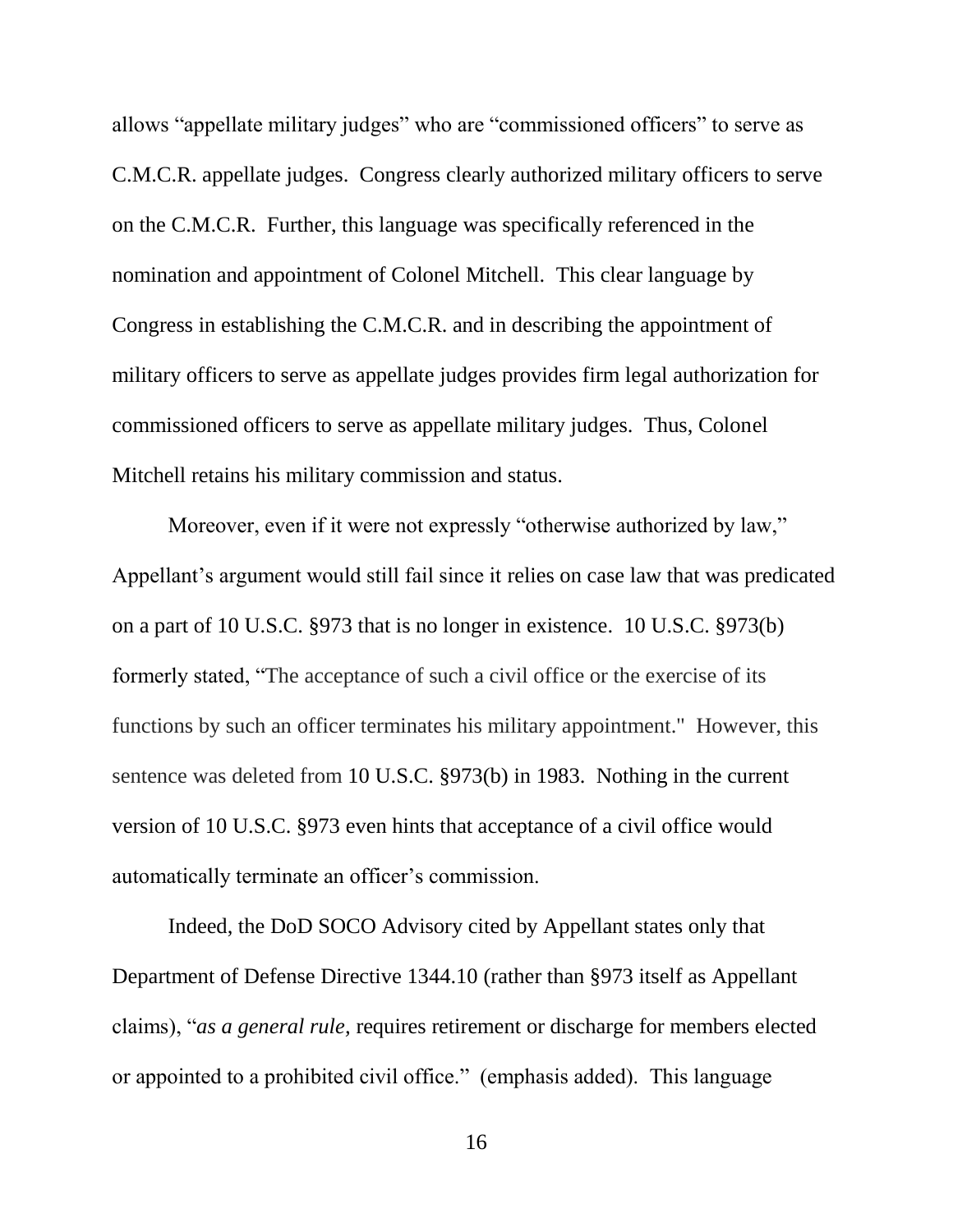allows "appellate military judges" who are "commissioned officers" to serve as C.M.C.R. appellate judges. Congress clearly authorized military officers to serve on the C.M.C.R. Further, this language was specifically referenced in the nomination and appointment of Colonel Mitchell. This clear language by Congress in establishing the C.M.C.R. and in describing the appointment of military officers to serve as appellate judges provides firm legal authorization for commissioned officers to serve as appellate military judges. Thus, Colonel Mitchell retains his military commission and status.

Moreover, even if it were not expressly "otherwise authorized by law," Appellant's argument would still fail since it relies on case law that was predicated on a part of 10 U.S.C. §973 that is no longer in existence. 10 U.S.C. §973(b) formerly stated, "The acceptance of such a civil office or the exercise of its functions by such an officer terminates his military appointment." However, this sentence was deleted from 10 U.S.C. §973(b) in 1983. Nothing in the current version of 10 U.S.C. §973 even hints that acceptance of a civil office would automatically terminate an officer's commission.

Indeed, the DoD SOCO Advisory cited by Appellant states only that Department of Defense Directive 1344.10 (rather than §973 itself as Appellant claims), "*as a general rule,* requires retirement or discharge for members elected or appointed to a prohibited civil office." (emphasis added). This language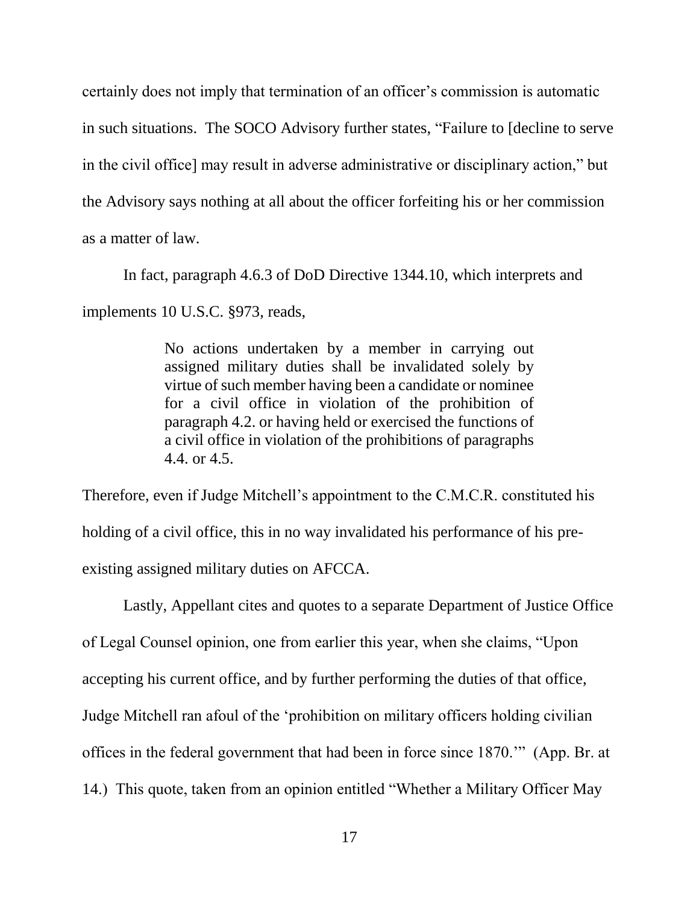certainly does not imply that termination of an officer's commission is automatic in such situations. The SOCO Advisory further states, "Failure to [decline to serve in the civil office] may result in adverse administrative or disciplinary action," but the Advisory says nothing at all about the officer forfeiting his or her commission as a matter of law.

In fact, paragraph 4.6.3 of DoD Directive 1344.10, which interprets and implements 10 U.S.C. §973, reads,

> No actions undertaken by a member in carrying out assigned military duties shall be invalidated solely by virtue of such member having been a candidate or nominee for a civil office in violation of the prohibition of paragraph 4.2. or having held or exercised the functions of a civil office in violation of the prohibitions of paragraphs 4.4. or 4.5.

Therefore, even if Judge Mitchell's appointment to the C.M.C.R. constituted his holding of a civil office, this in no way invalidated his performance of his pre-existing assigned military duties on AFCCA.

Lastly, Appellant cites and quotes to a separate Department of Justice Office of Legal Counsel opinion, one from earlier this year, when she claims, "Upon accepting his current office, and by further performing the duties of that office, Judge Mitchell ran afoul of the 'prohibition on military officers holding civilian offices in the federal government that had been in force since 1870.'" (App. Br. at 14.) This quote, taken from an opinion entitled "Whether a Military Officer May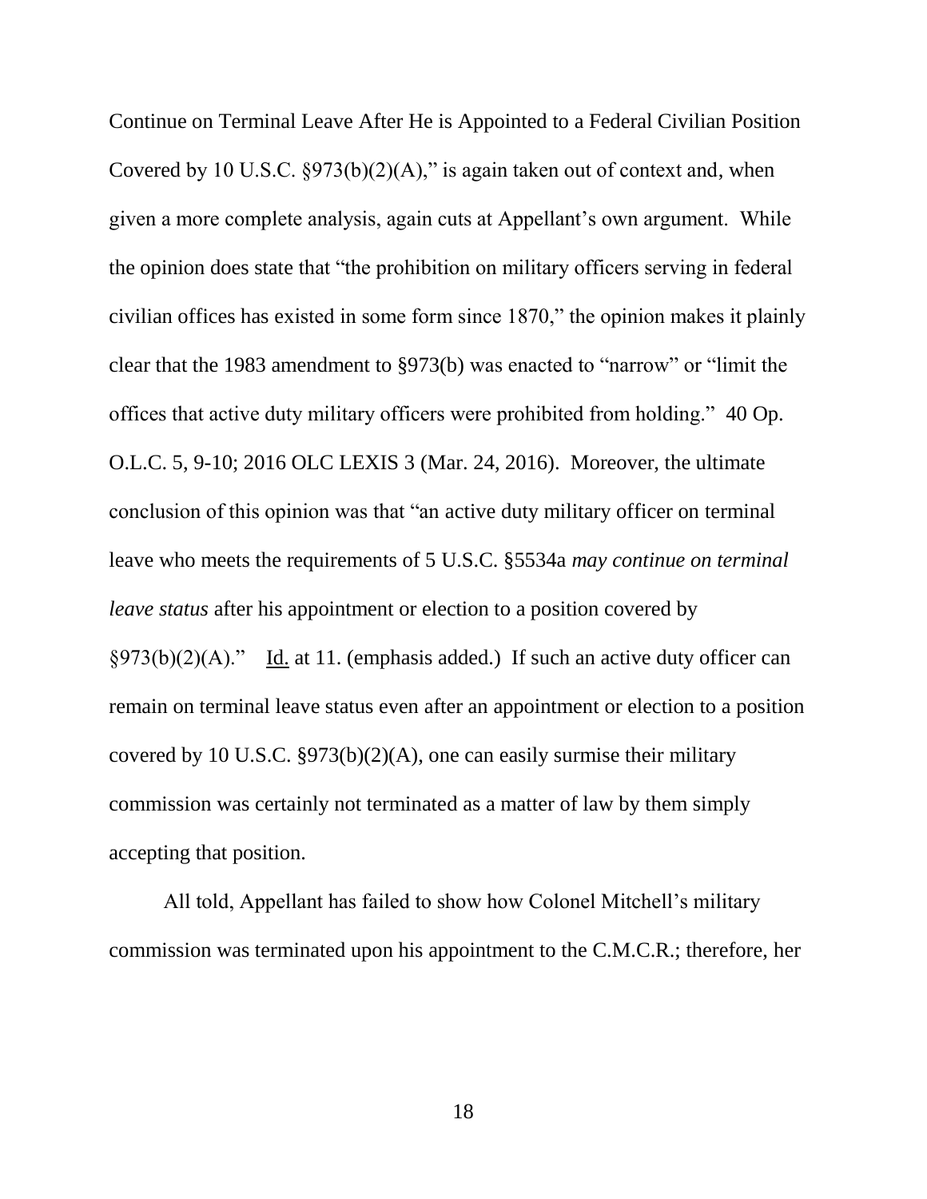Continue on Terminal Leave After He is Appointed to a Federal Civilian Position Covered by 10 U.S.C. §973(b)(2)(A)," is again taken out of context and, when given a more complete analysis, again cuts at Appellant's own argument. While the opinion does state that "the prohibition on military officers serving in federal civilian offices has existed in some form since 1870," the opinion makes it plainly clear that the 1983 amendment to §973(b) was enacted to "narrow" or "limit the offices that active duty military officers were prohibited from holding." 40 Op. O.L.C. 5, 9-10; 2016 OLC LEXIS 3 (Mar. 24, 2016). Moreover, the ultimate conclusion of this opinion was that "an active duty military officer on terminal leave who meets the requirements of 5 U.S.C. §5534a *may continue on terminal leave status* after his appointment or election to a position covered by §973(b)(2)(A)." Id. at 11. (emphasis added.) If such an active duty officer can remain on terminal leave status even after an appointment or election to a position covered by 10 U.S.C. §973(b)(2)(A), one can easily surmise their military commission was certainly not terminated as a matter of law by them simply accepting that position.

All told, Appellant has failed to show how Colonel Mitchell's military commission was terminated upon his appointment to the C.M.C.R.; therefore, her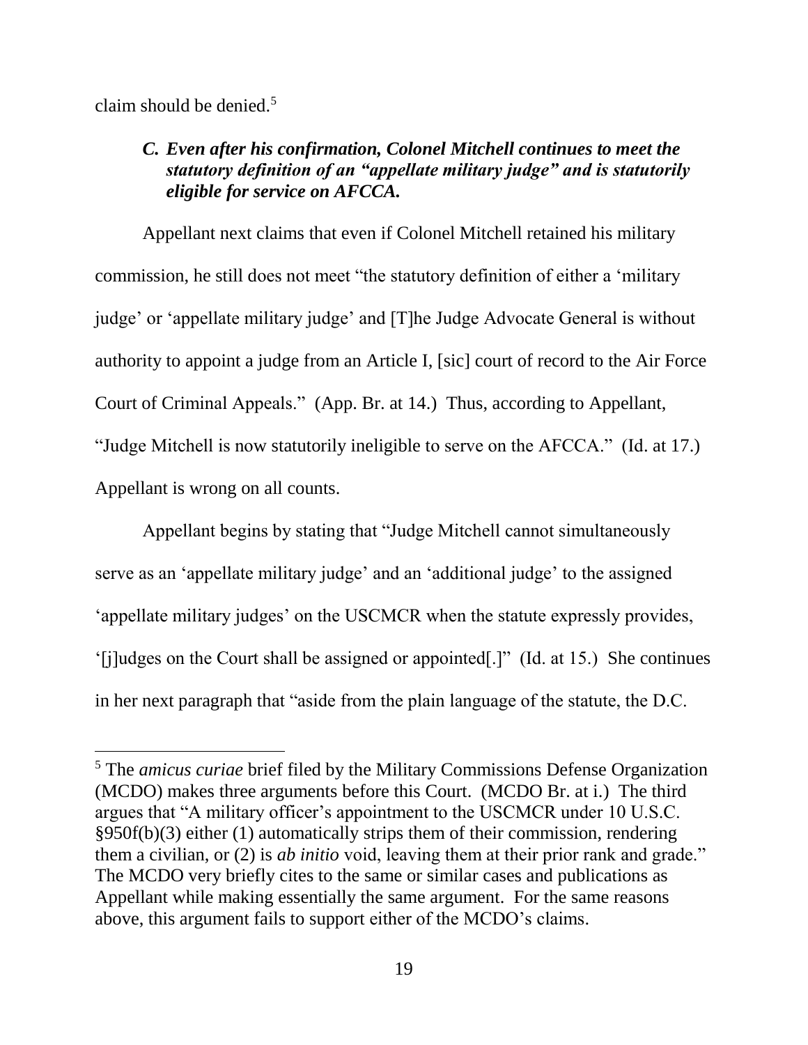claim should be denied.[5]

### *C. Even after his confirmation, Colonel Mitchell continues to meet the statutory definition of an "appellate military judge" and is statutorily eligible for service on AFCCA.*

Appellant next claims that even if Colonel Mitchell retained his military commission, he still does not meet "the statutory definition of either a 'military judge' or 'appellate military judge' and [T]he Judge Advocate General is without authority to appoint a judge from an Article I, [sic] court of record to the Air Force Court of Criminal Appeals." (App. Br. at 14.) Thus, according to Appellant, "Judge Mitchell is now statutorily ineligible to serve on the AFCCA." (Id. at 17.) Appellant is wrong on all counts.

Appellant begins by stating that "Judge Mitchell cannot simultaneously serve as an 'appellate military judge' and an 'additional judge' to the assigned 'appellate military judges' on the USCMCR when the statute expressly provides, '[j]udges on the Court shall be assigned or appointed[.]" (Id. at 15.) She continues in her next paragraph that "aside from the plain language of the statute, the D.C.

---

[5] The *amicus curiae* brief filed by the Military Commissions Defense Organization (MCDO) makes three arguments before this Court. (MCDO Br. at i.) The third argues that "A military officer's appointment to the USCMCR under 10 U.S.C. §950f(b)(3) either (1) automatically strips them of their commission, rendering them a civilian, or (2) is *ab initio* void, leaving them at their prior rank and grade." The MCDO very briefly cites to the same or similar cases and publications as Appellant while making essentially the same argument. For the same reasons above, this argument fails to support either of the MCDO's claims.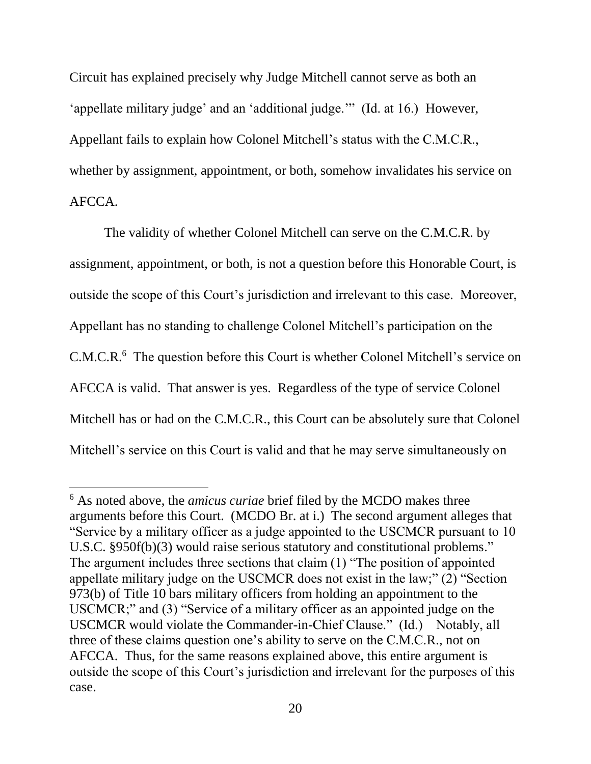Circuit has explained precisely why Judge Mitchell cannot serve as both an 'appellate military judge' and an 'additional judge.'" (Id. at 16.) However, Appellant fails to explain how Colonel Mitchell's status with the C.M.C.R., whether by assignment, appointment, or both, somehow invalidates his service on AFCCA.

The validity of whether Colonel Mitchell can serve on the C.M.C.R. by assignment, appointment, or both, is not a question before this Honorable Court, is outside the scope of this Court's jurisdiction and irrelevant to this case. Moreover, Appellant has no standing to challenge Colonel Mitchell's participation on the C.M.C.R.[6] The question before this Court is whether Colonel Mitchell's service on AFCCA is valid. That answer is yes. Regardless of the type of service Colonel Mitchell has or had on the C.M.C.R., this Court can be absolutely sure that Colonel Mitchell's service on this Court is valid and that he may serve simultaneously on

---

[6] As noted above, the *amicus curiae* brief filed by the MCDO makes three arguments before this Court. (MCDO Br. at i.) The second argument alleges that "Service by a military officer as a judge appointed to the USCMCR pursuant to 10 U.S.C. §950f(b)(3) would raise serious statutory and constitutional problems." The argument includes three sections that claim (1) "The position of appointed appellate military judge on the USCMCR does not exist in the law;" (2) "Section 973(b) of Title 10 bars military officers from holding an appointment to the USCMCR;" and (3) "Service of a military officer as an appointed judge on the USCMCR would violate the Commander-in-Chief Clause." (Id.) Notably, all three of these claims question one's ability to serve on the C.M.C.R., not on AFCCA. Thus, for the same reasons explained above, this entire argument is outside the scope of this Court's jurisdiction and irrelevant for the purposes of this case.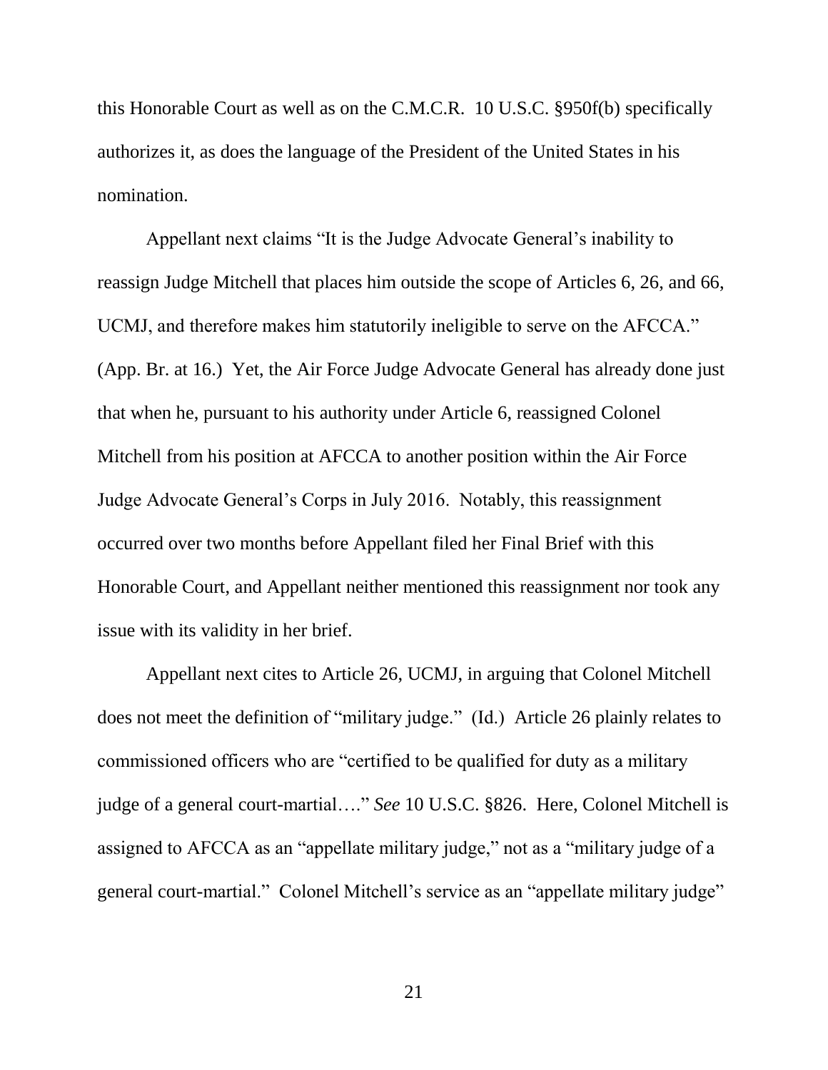this Honorable Court as well as on the C.M.C.R. 10 U.S.C. §950f(b) specifically authorizes it, as does the language of the President of the United States in his nomination.

Appellant next claims "It is the Judge Advocate General's inability to reassign Judge Mitchell that places him outside the scope of Articles 6, 26, and 66, UCMJ, and therefore makes him statutorily ineligible to serve on the AFCCA." (App. Br. at 16.) Yet, the Air Force Judge Advocate General has already done just that when he, pursuant to his authority under Article 6, reassigned Colonel Mitchell from his position at AFCCA to another position within the Air Force Judge Advocate General's Corps in July 2016. Notably, this reassignment occurred over two months before Appellant filed her Final Brief with this Honorable Court, and Appellant neither mentioned this reassignment nor took any issue with its validity in her brief.

Appellant next cites to Article 26, UCMJ, in arguing that Colonel Mitchell does not meet the definition of "military judge." (Id.) Article 26 plainly relates to commissioned officers who are "certified to be qualified for duty as a military judge of a general court-martial…." *See* 10 U.S.C. §826. Here, Colonel Mitchell is assigned to AFCCA as an "appellate military judge," not as a "military judge of a general court-martial." Colonel Mitchell's service as an "appellate military judge"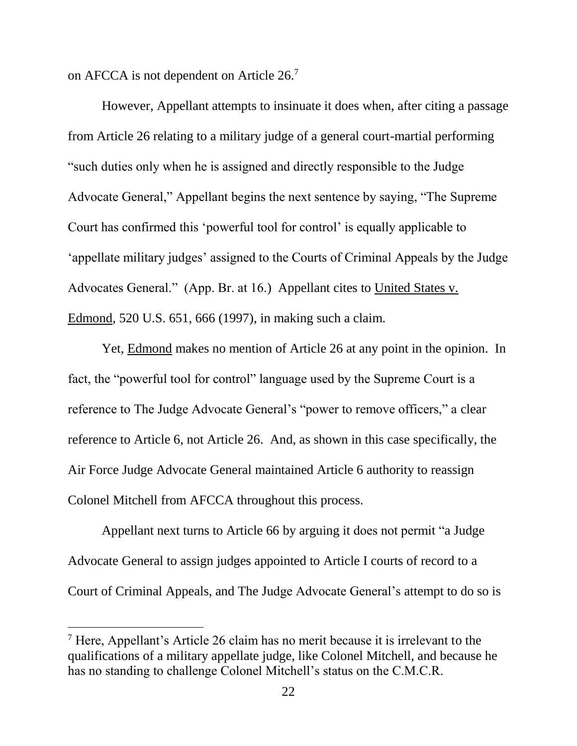on AFCCA is not dependent on Article 26.[7]

However, Appellant attempts to insinuate it does when, after citing a passage from Article 26 relating to a military judge of a general court-martial performing "such duties only when he is assigned and directly responsible to the Judge Advocate General," Appellant begins the next sentence by saying, "The Supreme Court has confirmed this 'powerful tool for control' is equally applicable to 'appellate military judges' assigned to the Courts of Criminal Appeals by the Judge Advocates General." (App. Br. at 16.) Appellant cites to United States v. Edmond, 520 U.S. 651, 666 (1997), in making such a claim.

Yet, Edmond makes no mention of Article 26 at any point in the opinion. In fact, the "powerful tool for control" language used by the Supreme Court is a reference to The Judge Advocate General's "power to remove officers," a clear reference to Article 6, not Article 26. And, as shown in this case specifically, the Air Force Judge Advocate General maintained Article 6 authority to reassign Colonel Mitchell from AFCCA throughout this process.

Appellant next turns to Article 66 by arguing it does not permit "a Judge Advocate General to assign judges appointed to Article I courts of record to a Court of Criminal Appeals, and The Judge Advocate General's attempt to do so is

---

[7] Here, Appellant's Article 26 claim has no merit because it is irrelevant to the qualifications of a military appellate judge, like Colonel Mitchell, and because he has no standing to challenge Colonel Mitchell's status on the C.M.C.R.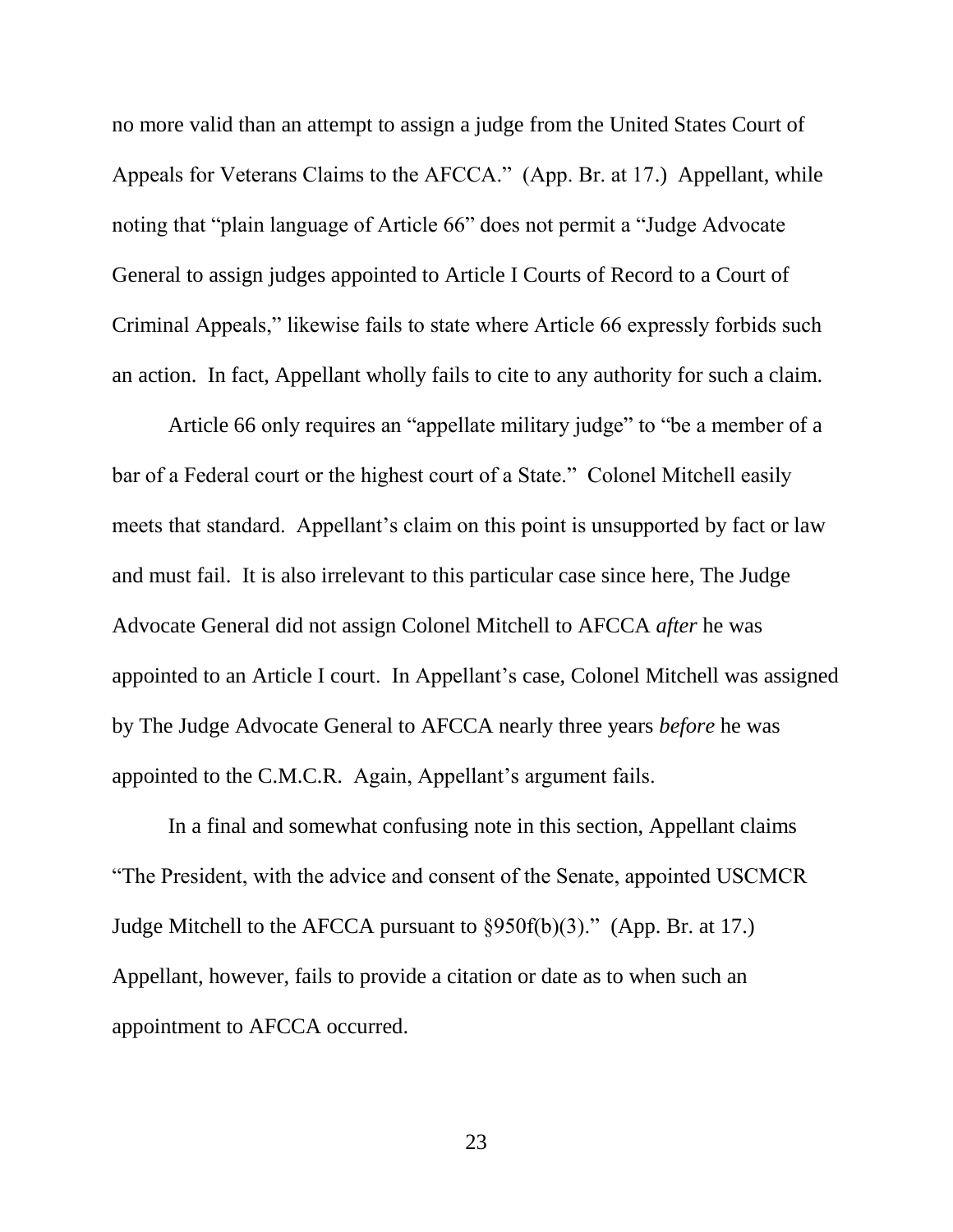no more valid than an attempt to assign a judge from the United States Court of Appeals for Veterans Claims to the AFCCA." (App. Br. at 17.) Appellant, while noting that "plain language of Article 66" does not permit a "Judge Advocate General to assign judges appointed to Article I Courts of Record to a Court of Criminal Appeals," likewise fails to state where Article 66 expressly forbids such an action. In fact, Appellant wholly fails to cite to any authority for such a claim.

Article 66 only requires an "appellate military judge" to "be a member of a bar of a Federal court or the highest court of a State." Colonel Mitchell easily meets that standard. Appellant's claim on this point is unsupported by fact or law and must fail. It is also irrelevant to this particular case since here, The Judge Advocate General did not assign Colonel Mitchell to AFCCA *after* he was appointed to an Article I court. In Appellant's case, Colonel Mitchell was assigned by The Judge Advocate General to AFCCA nearly three years *before* he was appointed to the C.M.C.R. Again, Appellant's argument fails.

In a final and somewhat confusing note in this section, Appellant claims "The President, with the advice and consent of the Senate, appointed USCMCR Judge Mitchell to the AFCCA pursuant to §950f(b)(3)." (App. Br. at 17.) Appellant, however, fails to provide a citation or date as to when such an appointment to AFCCA occurred.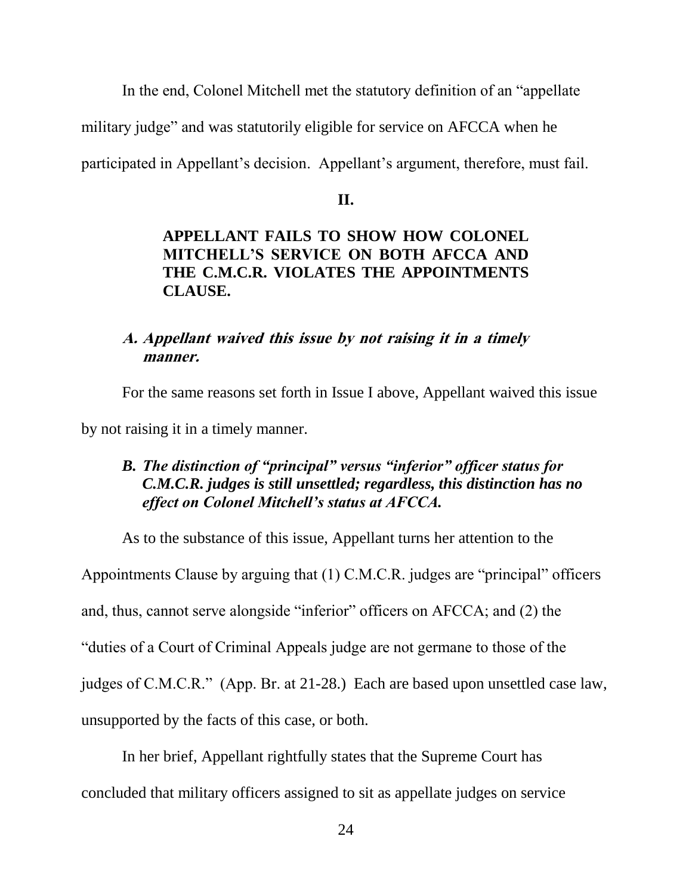In the end, Colonel Mitchell met the statutory definition of an "appellate military judge" and was statutorily eligible for service on AFCCA when he participated in Appellant's decision. Appellant's argument, therefore, must fail.

## II.

### APPELLANT FAILS TO SHOW HOW COLONEL MITCHELL'S SERVICE ON BOTH AFCCA AND THE C.M.C.R. VIOLATES THE APPOINTMENTS CLAUSE.

#### ***A. Appellant waived this issue by not raising it in a timely manner.***

For the same reasons set forth in Issue I above, Appellant waived this issue by not raising it in a timely manner.

#### ***B. The distinction of "principal" versus "inferior" officer status for C.M.C.R. judges is still unsettled; regardless, this distinction has no effect on Colonel Mitchell's status at AFCCA.***

As to the substance of this issue, Appellant turns her attention to the Appointments Clause by arguing that (1) C.M.C.R. judges are "principal" officers and, thus, cannot serve alongside "inferior" officers on AFCCA; and (2) the "duties of a Court of Criminal Appeals judge are not germane to those of the judges of C.M.C.R." (App. Br. at 21-28.) Each are based upon unsettled case law, unsupported by the facts of this case, or both.

In her brief, Appellant rightfully states that the Supreme Court has concluded that military officers assigned to sit as appellate judges on service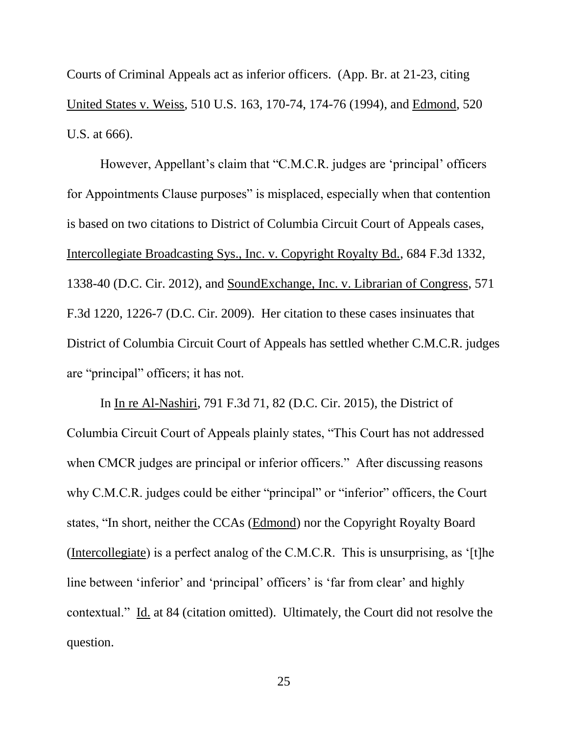Courts of Criminal Appeals act as inferior officers. (App. Br. at 21-23, citing United States v. Weiss, 510 U.S. 163, 170-74, 174-76 (1994), and Edmond, 520 U.S. at 666).

However, Appellant's claim that "C.M.C.R. judges are 'principal' officers for Appointments Clause purposes" is misplaced, especially when that contention is based on two citations to District of Columbia Circuit Court of Appeals cases, Intercollegiate Broadcasting Sys., Inc. v. Copyright Royalty Bd., 684 F.3d 1332, 1338-40 (D.C. Cir. 2012), and SoundExchange, Inc. v. Librarian of Congress, 571 F.3d 1220, 1226-7 (D.C. Cir. 2009). Her citation to these cases insinuates that District of Columbia Circuit Court of Appeals has settled whether C.M.C.R. judges are "principal" officers; it has not.

In In re Al-Nashiri, 791 F.3d 71, 82 (D.C. Cir. 2015), the District of Columbia Circuit Court of Appeals plainly states, "This Court has not addressed when CMCR judges are principal or inferior officers." After discussing reasons why C.M.C.R. judges could be either "principal" or "inferior" officers, the Court states, "In short, neither the CCAs (Edmond) nor the Copyright Royalty Board (Intercollegiate) is a perfect analog of the C.M.C.R. This is unsurprising, as '[t]he line between 'inferior' and 'principal' officers' is 'far from clear' and highly contextual." Id. at 84 (citation omitted). Ultimately, the Court did not resolve the question.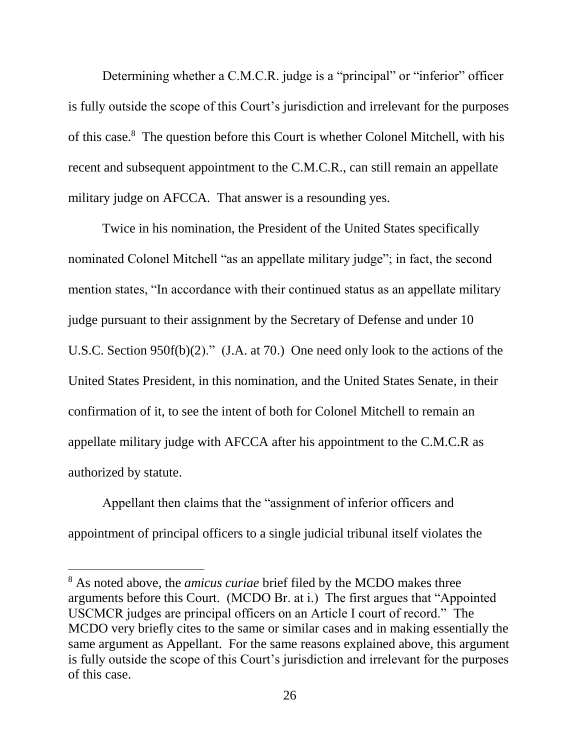Determining whether a C.M.C.R. judge is a "principal" or "inferior" officer is fully outside the scope of this Court's jurisdiction and irrelevant for the purposes of this case.[8] The question before this Court is whether Colonel Mitchell, with his recent and subsequent appointment to the C.M.C.R., can still remain an appellate military judge on AFCCA. That answer is a resounding yes.

Twice in his nomination, the President of the United States specifically nominated Colonel Mitchell "as an appellate military judge"; in fact, the second mention states, "In accordance with their continued status as an appellate military judge pursuant to their assignment by the Secretary of Defense and under 10 U.S.C. Section 950f(b)(2)." (J.A. at 70.) One need only look to the actions of the United States President, in this nomination, and the United States Senate, in their confirmation of it, to see the intent of both for Colonel Mitchell to remain an appellate military judge with AFCCA after his appointment to the C.M.C.R as authorized by statute.

Appellant then claims that the "assignment of inferior officers and appointment of principal officers to a single judicial tribunal itself violates the

---

[8] As noted above, the *amicus curiae* brief filed by the MCDO makes three arguments before this Court. (MCDO Br. at i.) The first argues that "Appointed USCMCR judges are principal officers on an Article I court of record." The MCDO very briefly cites to the same or similar cases and in making essentially the same argument as Appellant. For the same reasons explained above, this argument is fully outside the scope of this Court's jurisdiction and irrelevant for the purposes of this case.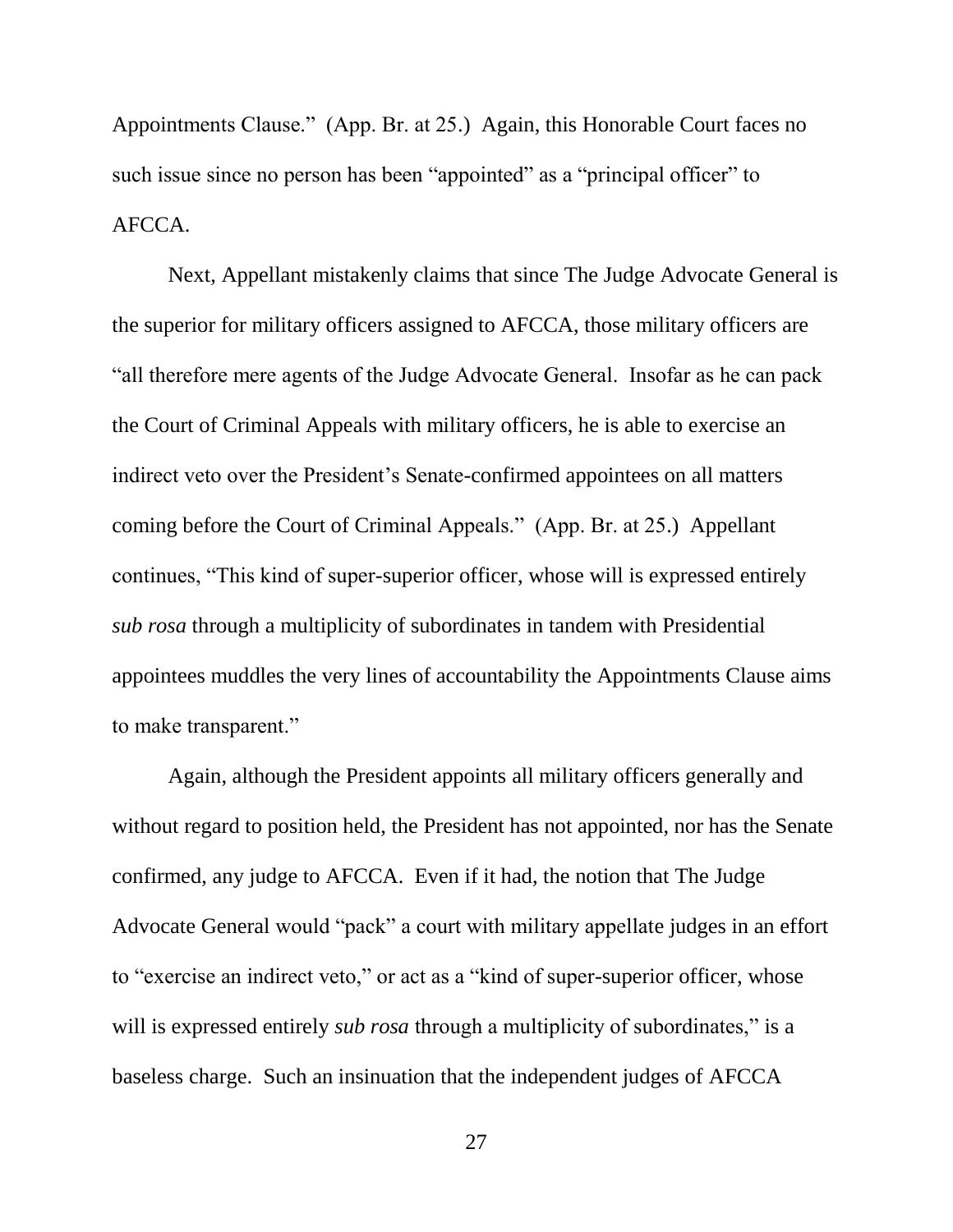Appointments Clause." (App. Br. at 25.) Again, this Honorable Court faces no such issue since no person has been "appointed" as a "principal officer" to AFCCA.

Next, Appellant mistakenly claims that since The Judge Advocate General is the superior for military officers assigned to AFCCA, those military officers are "all therefore mere agents of the Judge Advocate General. Insofar as he can pack the Court of Criminal Appeals with military officers, he is able to exercise an indirect veto over the President's Senate-confirmed appointees on all matters coming before the Court of Criminal Appeals." (App. Br. at 25.) Appellant continues, "This kind of super-superior officer, whose will is expressed entirely *sub rosa* through a multiplicity of subordinates in tandem with Presidential appointees muddles the very lines of accountability the Appointments Clause aims to make transparent."

Again, although the President appoints all military officers generally and without regard to position held, the President has not appointed, nor has the Senate confirmed, any judge to AFCCA. Even if it had, the notion that The Judge Advocate General would "pack" a court with military appellate judges in an effort to "exercise an indirect veto," or act as a "kind of super-superior officer, whose will is expressed entirely *sub rosa* through a multiplicity of subordinates," is a baseless charge. Such an insinuation that the independent judges of AFCCA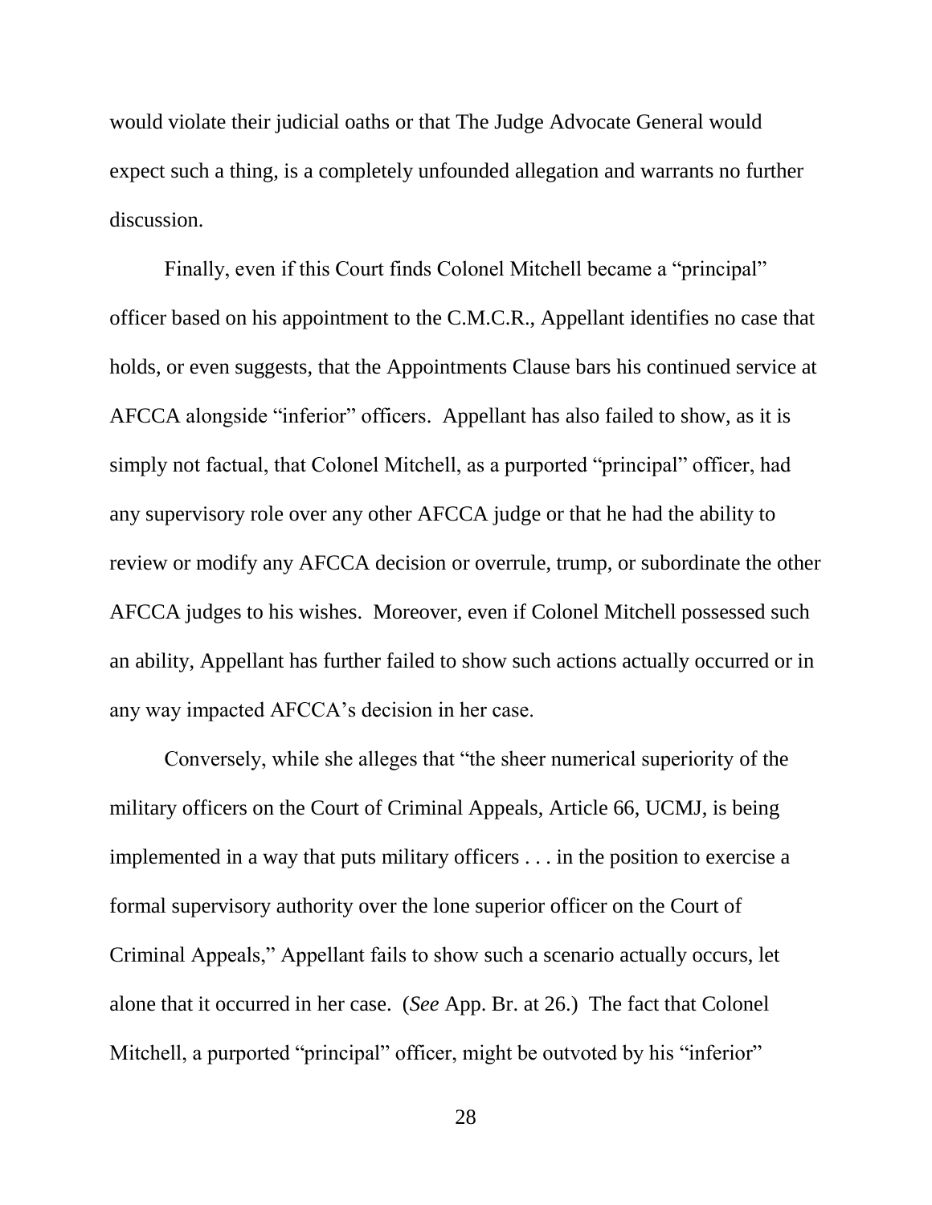would violate their judicial oaths or that The Judge Advocate General would expect such a thing, is a completely unfounded allegation and warrants no further discussion.

Finally, even if this Court finds Colonel Mitchell became a "principal" officer based on his appointment to the C.M.C.R., Appellant identifies no case that holds, or even suggests, that the Appointments Clause bars his continued service at AFCCA alongside "inferior" officers. Appellant has also failed to show, as it is simply not factual, that Colonel Mitchell, as a purported "principal" officer, had any supervisory role over any other AFCCA judge or that he had the ability to review or modify any AFCCA decision or overrule, trump, or subordinate the other AFCCA judges to his wishes. Moreover, even if Colonel Mitchell possessed such an ability, Appellant has further failed to show such actions actually occurred or in any way impacted AFCCA's decision in her case.

Conversely, while she alleges that "the sheer numerical superiority of the military officers on the Court of Criminal Appeals, Article 66, UCMJ, is being implemented in a way that puts military officers . . . in the position to exercise a formal supervisory authority over the lone superior officer on the Court of Criminal Appeals," Appellant fails to show such a scenario actually occurs, let alone that it occurred in her case. (*See* App. Br. at 26.) The fact that Colonel Mitchell, a purported "principal" officer, might be outvoted by his "inferior"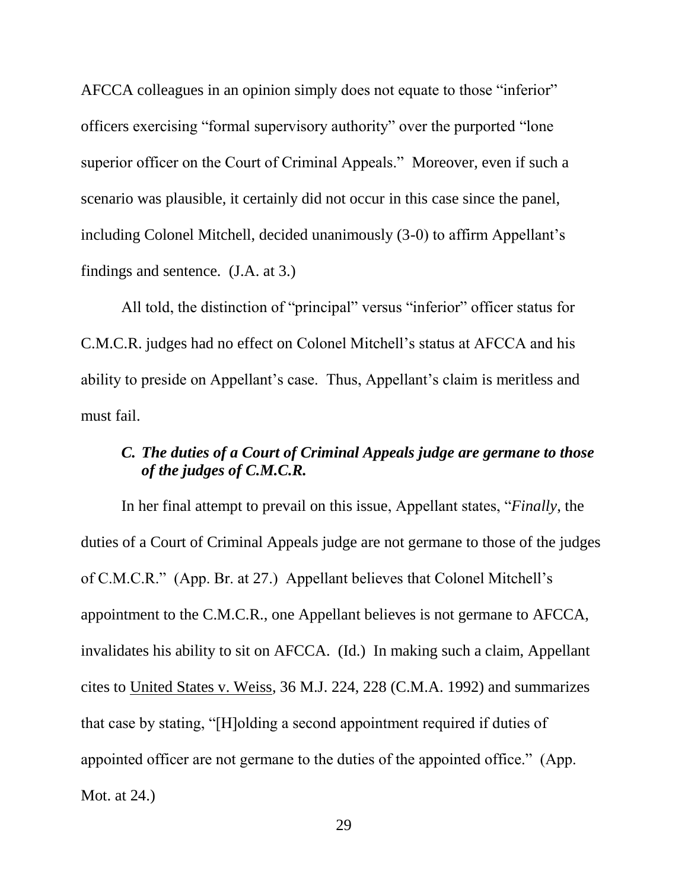AFCCA colleagues in an opinion simply does not equate to those "inferior" officers exercising "formal supervisory authority" over the purported "lone superior officer on the Court of Criminal Appeals." Moreover, even if such a scenario was plausible, it certainly did not occur in this case since the panel, including Colonel Mitchell, decided unanimously (3-0) to affirm Appellant's findings and sentence. (J.A. at 3.)

All told, the distinction of "principal" versus "inferior" officer status for C.M.C.R. judges had no effect on Colonel Mitchell's status at AFCCA and his ability to preside on Appellant's case. Thus, Appellant's claim is meritless and must fail.

### *C. The duties of a Court of Criminal Appeals judge are germane to those of the judges of C.M.C.R.*

In her final attempt to prevail on this issue, Appellant states, "*Finally*, the duties of a Court of Criminal Appeals judge are not germane to those of the judges of C.M.C.R." (App. Br. at 27.) Appellant believes that Colonel Mitchell's appointment to the C.M.C.R., one Appellant believes is not germane to AFCCA, invalidates his ability to sit on AFCCA. (Id.) In making such a claim, Appellant cites to United States v. Weiss, 36 M.J. 224, 228 (C.M.A. 1992) and summarizes that case by stating, "[H]olding a second appointment required if duties of appointed officer are not germane to the duties of the appointed office." (App. Mot. at 24.)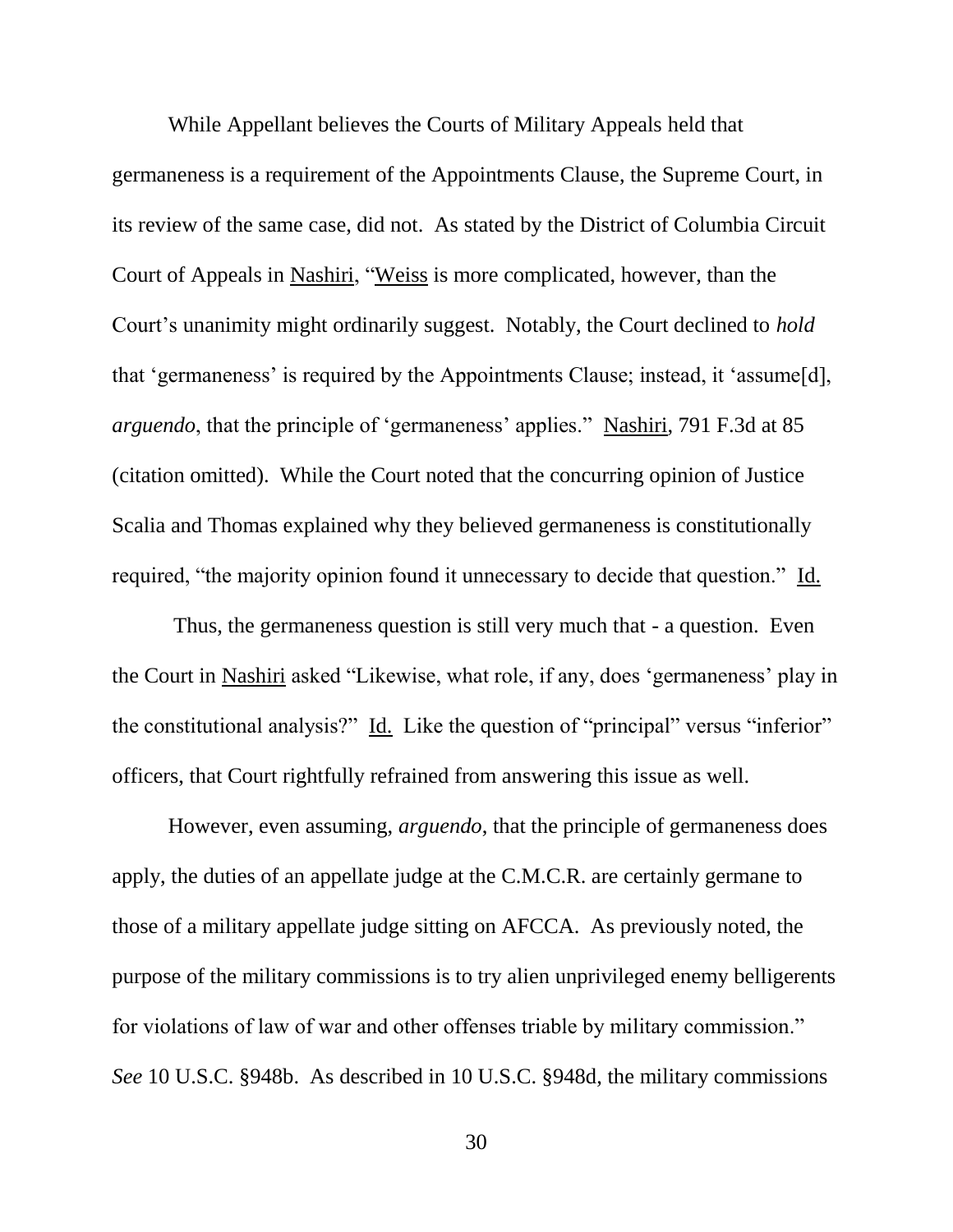While Appellant believes the Courts of Military Appeals held that germaneness is a requirement of the Appointments Clause, the Supreme Court, in its review of the same case, did not. As stated by the District of Columbia Circuit Court of Appeals in Nashiri, "Weiss is more complicated, however, than the Court's unanimity might ordinarily suggest. Notably, the Court declined to *hold* that 'germaneness' is required by the Appointments Clause; instead, it 'assume[d], *arguendo*, that the principle of 'germaneness' applies." Nashiri, 791 F.3d at 85 (citation omitted). While the Court noted that the concurring opinion of Justice Scalia and Thomas explained why they believed germaneness is constitutionally required, "the majority opinion found it unnecessary to decide that question." Id.

Thus, the germaneness question is still very much that - a question. Even the Court in Nashiri asked "Likewise, what role, if any, does 'germaneness' play in the constitutional analysis?" Id. Like the question of "principal" versus "inferior" officers, that Court rightfully refrained from answering this issue as well.

However, even assuming, *arguendo*, that the principle of germaneness does apply, the duties of an appellate judge at the C.M.C.R. are certainly germane to those of a military appellate judge sitting on AFCCA. As previously noted, the purpose of the military commissions is to try alien unprivileged enemy belligerents for violations of law of war and other offenses triable by military commission." *See* 10 U.S.C. §948b. As described in 10 U.S.C. §948d, the military commissions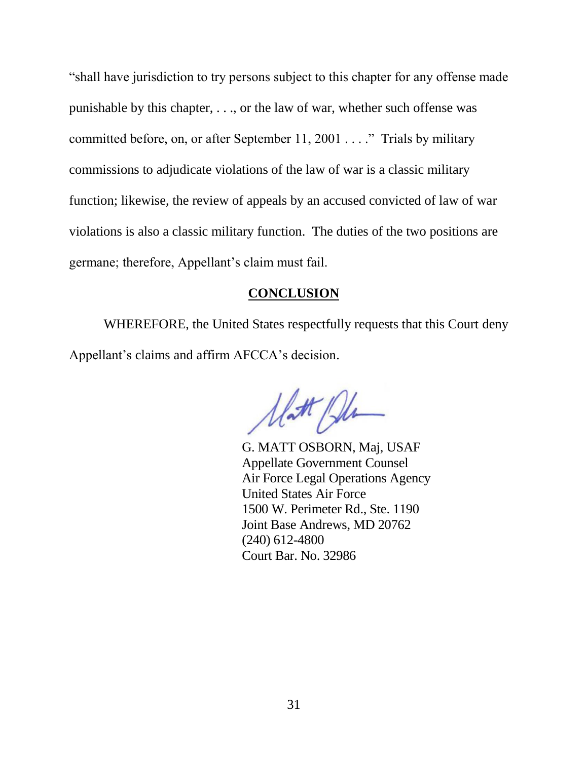"shall have jurisdiction to try persons subject to this chapter for any offense made punishable by this chapter, . . ., or the law of war, whether such offense was committed before, on, or after September 11, 2001 . . . ." Trials by military commissions to adjudicate violations of the law of war is a classic military function; likewise, the review of appeals by an accused convicted of law of war violations is also a classic military function. The duties of the two positions are germane; therefore, Appellant's claim must fail.

## CONCLUSION

WHEREFORE, the United States respectfully requests that this Court deny Appellant's claims and affirm AFCCA's decision.

G. MATT OSBORN, Maj, USAF
Appellate Government Counsel
Air Force Legal Operations Agency
United States Air Force
1500 W. Perimeter Rd., Ste. 1190
Joint Base Andrews, MD 20762
(240) 612-4800
Court Bar. No. 32986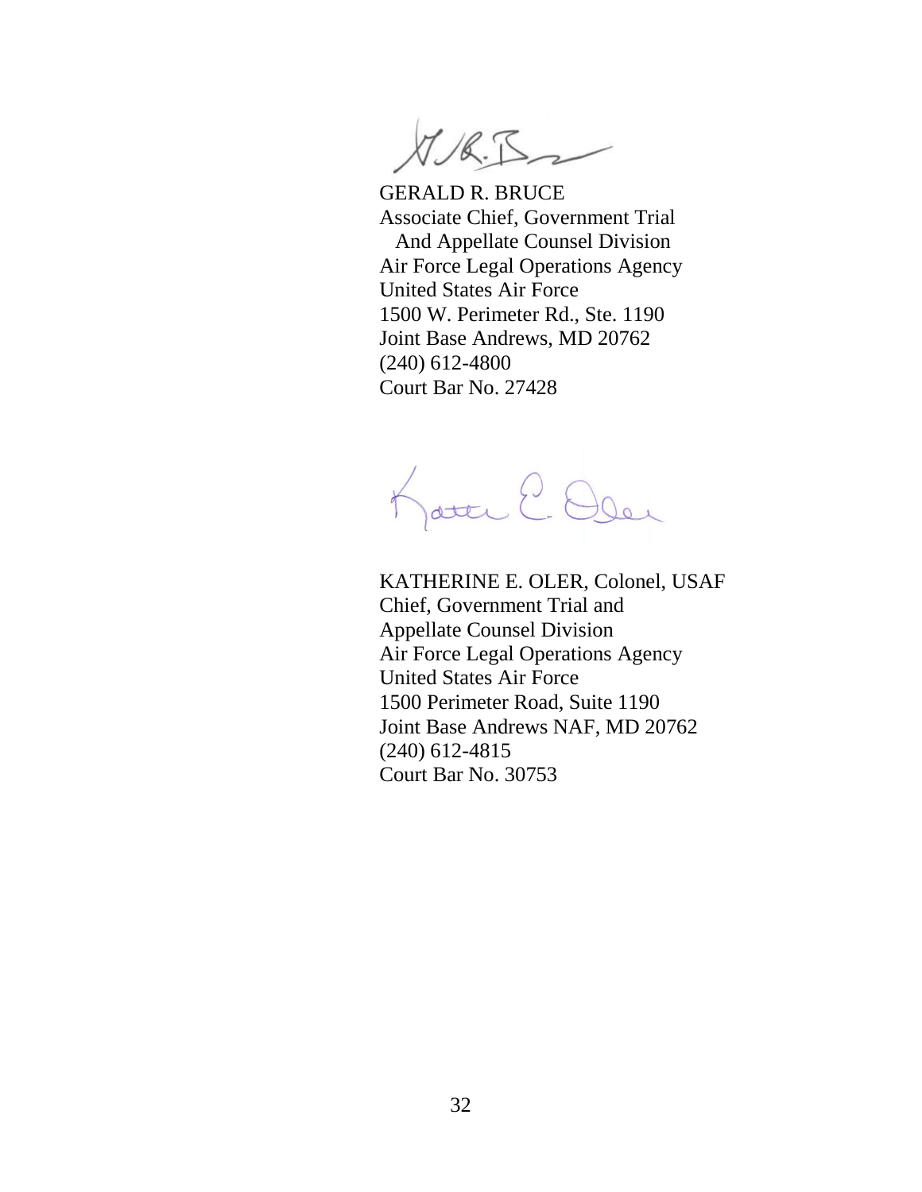GERALD R. BRUCE
Associate Chief, Government Trial
And Appellate Counsel Division
Air Force Legal Operations Agency
United States Air Force
1500 W. Perimeter Rd., Ste. 1190
Joint Base Andrews, MD 20762
(240) 612-4800
Court Bar No. 27428

KATHERINE E. OLER, Colonel, USAF
Chief, Government Trial and
Appellate Counsel Division
Air Force Legal Operations Agency
United States Air Force
1500 Perimeter Road, Suite 1190
Joint Base Andrews NAF, MD 20762
(240) 612-4815
Court Bar No. 30753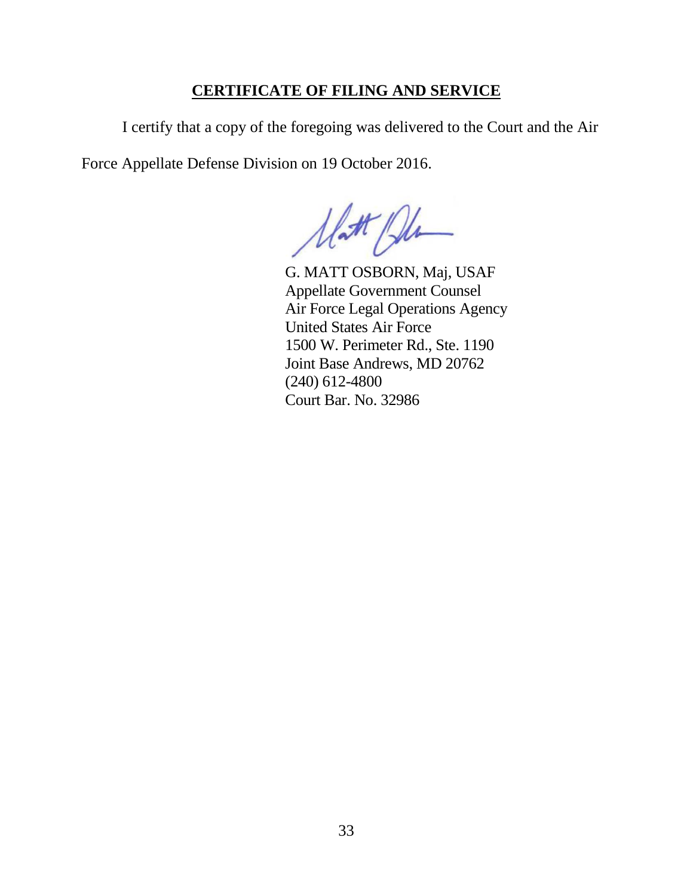## CERTIFICATE OF FILING AND SERVICE

I certify that a copy of the foregoing was delivered to the Court and the Air Force Appellate Defense Division on 19 October 2016.

G. MATT OSBORN, Maj, USAF
Appellate Government Counsel
Air Force Legal Operations Agency
United States Air Force
1500 W. Perimeter Rd., Ste. 1190
Joint Base Andrews, MD 20762
(240) 612-4800
Court Bar. No. 32986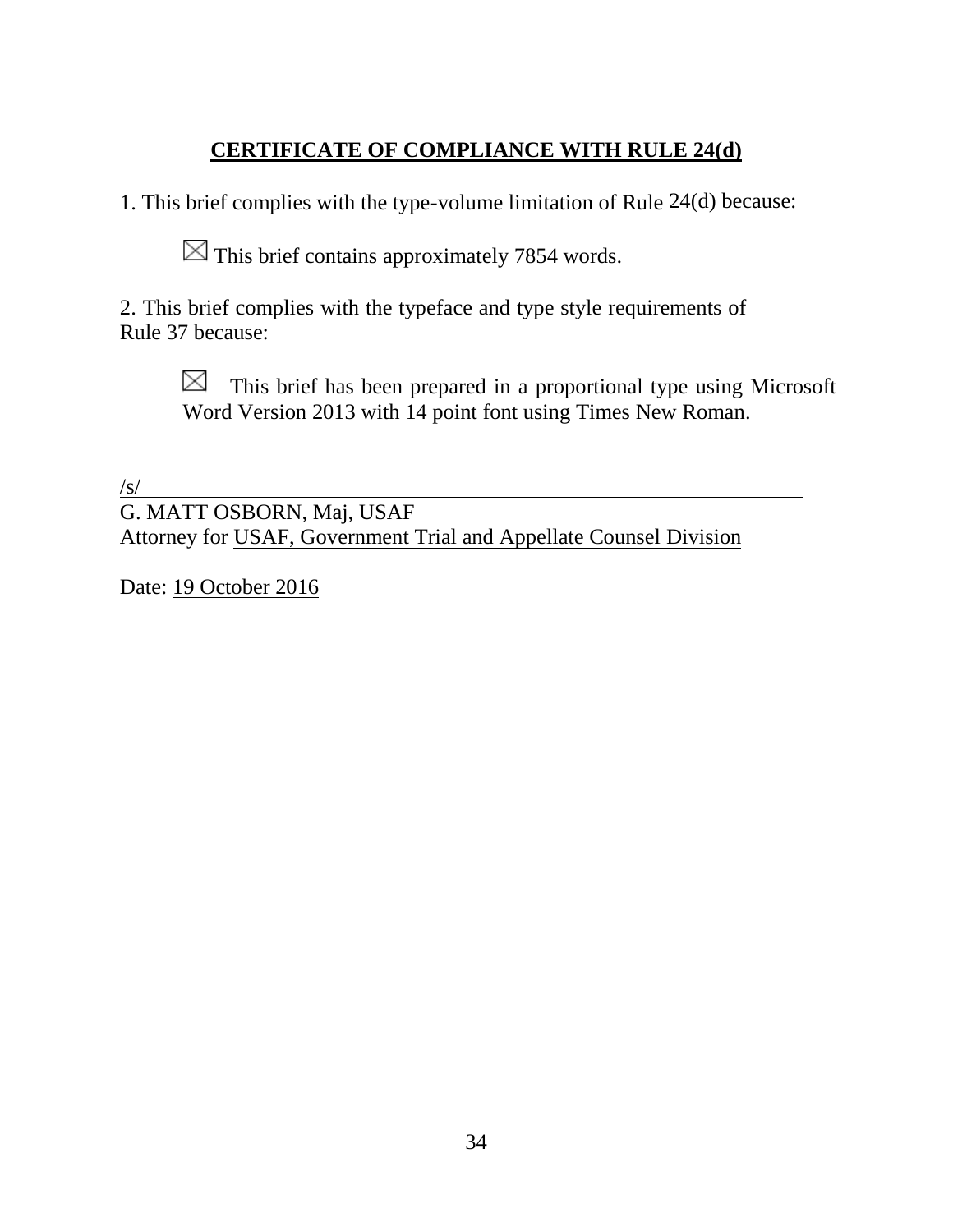## CERTIFICATE OF COMPLIANCE WITH RULE 24(d)

1. This brief complies with the type-volume limitation of Rule 24(d) because:

   ☒ This brief contains approximately 7854 words.

2. This brief complies with the typeface and type style requirements of Rule 37 because:

   ☒ This brief has been prepared in a proportional type using Microsoft Word Version 2013 with 14 point font using Times New Roman.

/s/

G. MATT OSBORN, Maj, USAF
Attorney for USAF, Government Trial and Appellate Counsel Division

Date: 19 October 2016